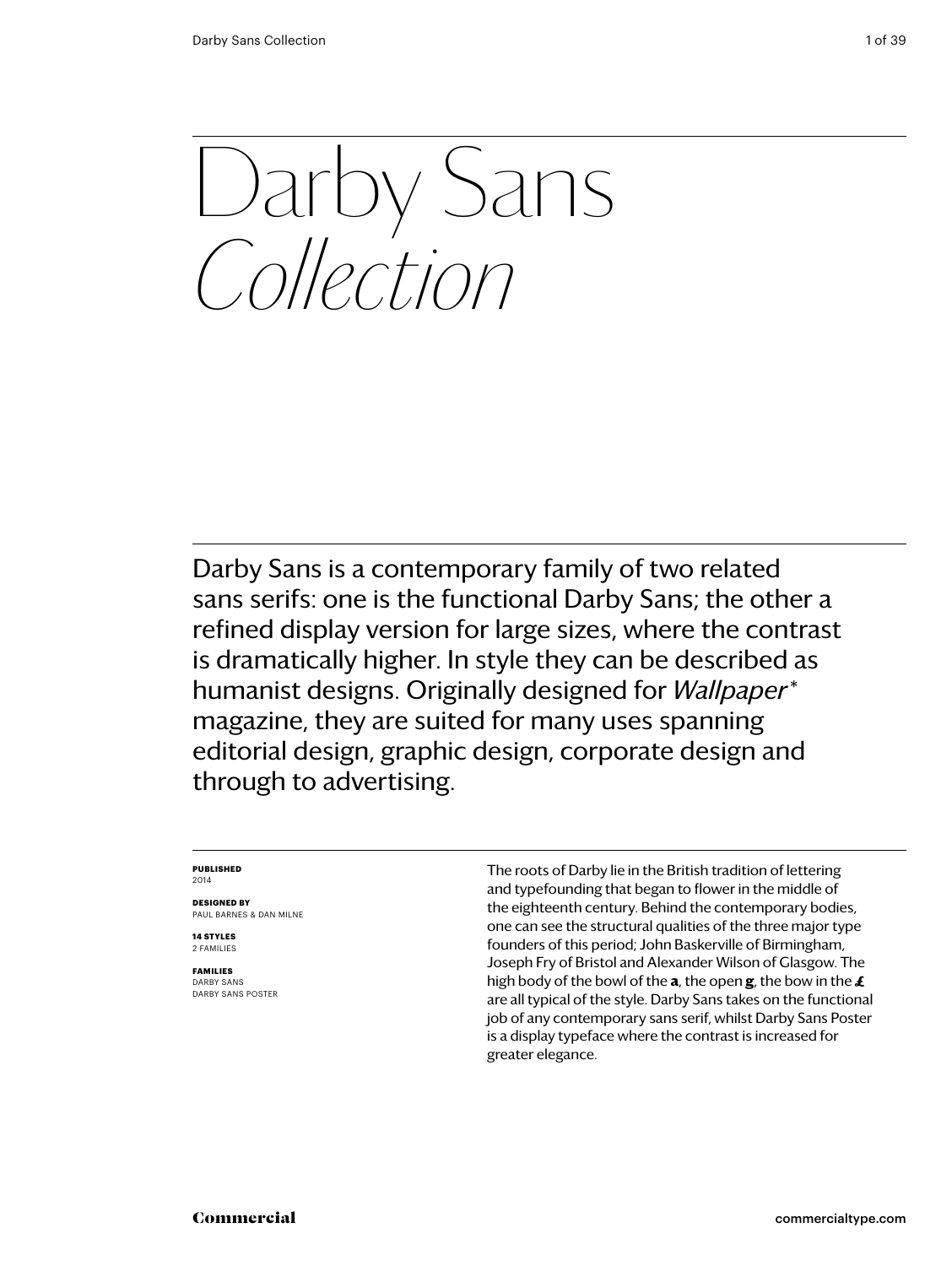# Darby Sans *Collection*

Darby Sans is a contemporary family of two related sans serifs: one is the functional Darby Sans; the other a refined display version for large sizes, where the contrast is dramatically higher. In style they can be described as humanist designs. Originally designed for *Wallpaper\** magazine, they are suited for many uses spanning editorial design, graphic design, corporate design and through to advertising.

**PUBLISHED**
2014

**DESIGNED BY**
PAUL BARNES & DAN MILNE

**14 STYLES**
2 FAMILIES

**FAMILIES**
DARBY SANS
DARBY SANS POSTER

The roots of Darby lie in the British tradition of lettering and typefounding that began to flower in the middle of the eighteenth century. Behind the contemporary bodies, one can see the structural qualities of the three major type founders of this period; John Baskerville of Birmingham, Joseph Fry of Bristol and Alexander Wilson of Glasgow. The high body of the bowl of the **a**, the open **g**, the bow in the **£** are all typical of the style. Darby Sans takes on the functional job of any contemporary sans serif, whilst Darby Sans Poster is a display typeface where the contrast is increased for greater elegance.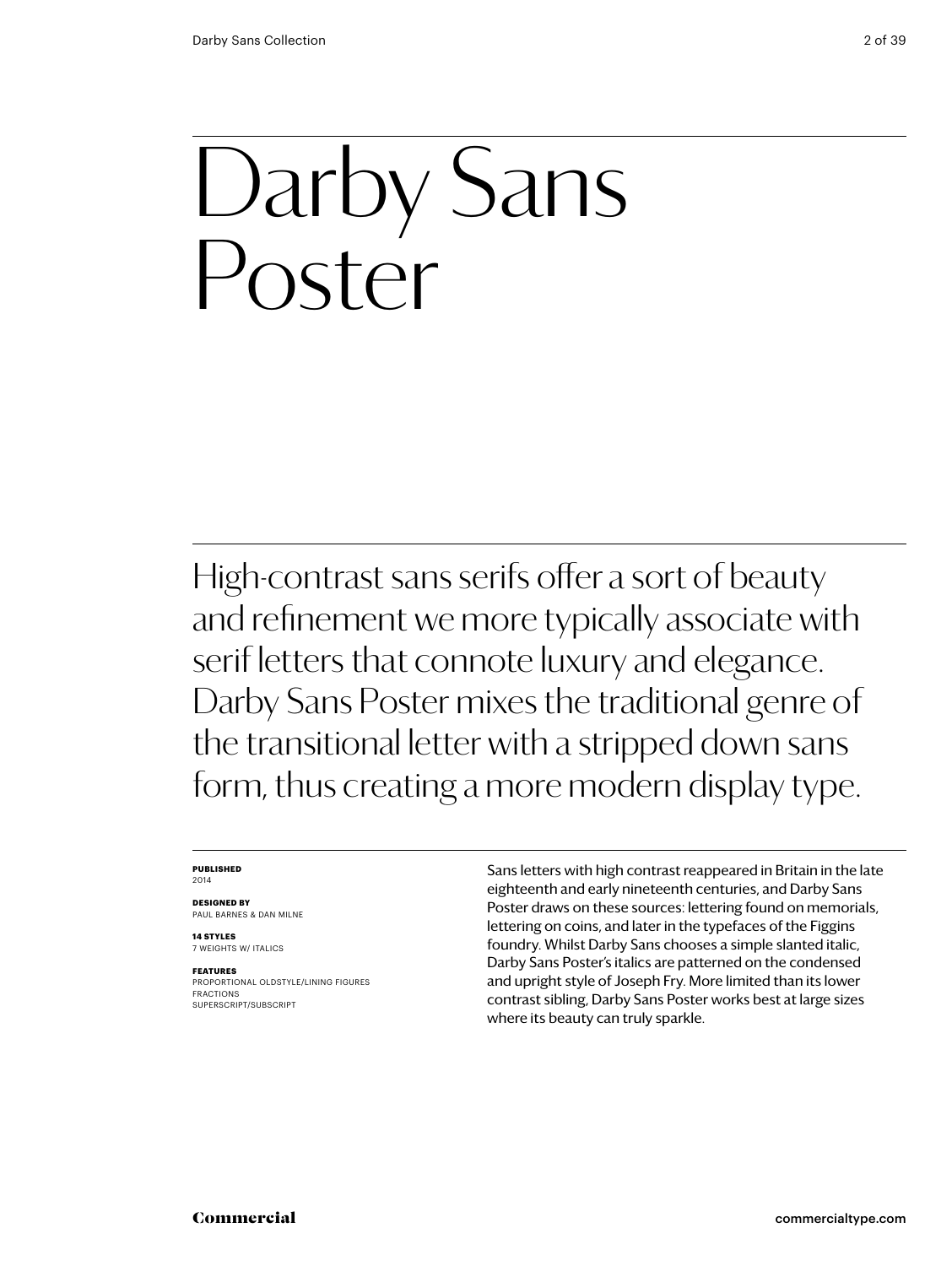# Darby Sans Poster

High-contrast sans serifs offer a sort of beauty and refinement we more typically associate with serif letters that connote luxury and elegance. Darby Sans Poster mixes the traditional genre of the transitional letter with a stripped down sans form, thus creating a more modern display type.

**PUBLISHED**
2014

**DESIGNED BY**
PAUL BARNES & DAN MILNE

**14 STYLES**
7 WEIGHTS W/ ITALICS

**FEATURES**
PROPORTIONAL OLDSTYLE/LINING FIGURES
FRACTIONS
SUPERSCRIPT/SUBSCRIPT

Sans letters with high contrast reappeared in Britain in the late eighteenth and early nineteenth centuries, and Darby Sans Poster draws on these sources: lettering found on memorials, lettering on coins, and later in the typefaces of the Figgins foundry. Whilst Darby Sans chooses a simple slanted italic, Darby Sans Poster's italics are patterned on the condensed and upright style of Joseph Fry. More limited than its lower contrast sibling, Darby Sans Poster works best at large sizes where its beauty can truly sparkle.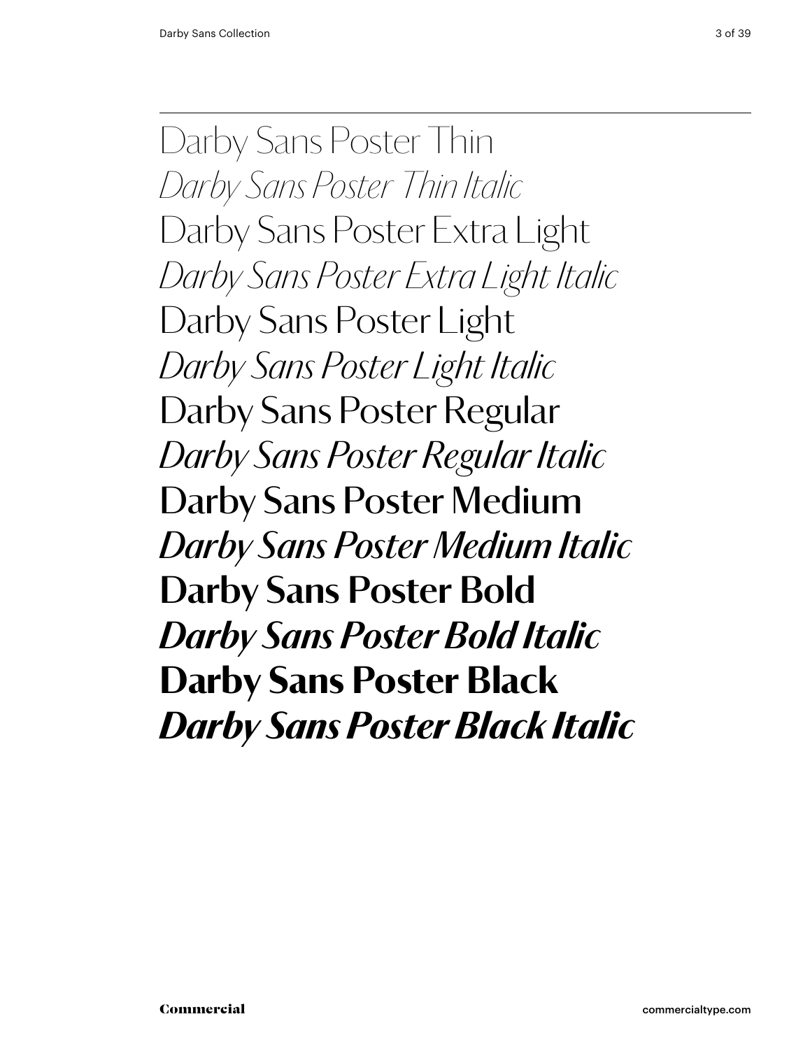Darby Sans Poster Thin

*Darby Sans Poster Thin Italic*

Darby Sans Poster Extra Light

*Darby Sans Poster Extra Light Italic*

Darby Sans Poster Light

*Darby Sans Poster Light Italic*

Darby Sans Poster Regular

*Darby Sans Poster Regular Italic*

**Darby Sans Poster Medium**

***Darby Sans Poster Medium Italic***

**Darby Sans Poster Bold**

***Darby Sans Poster Bold Italic***

**Darby Sans Poster Black**

***Darby Sans Poster Black Italic***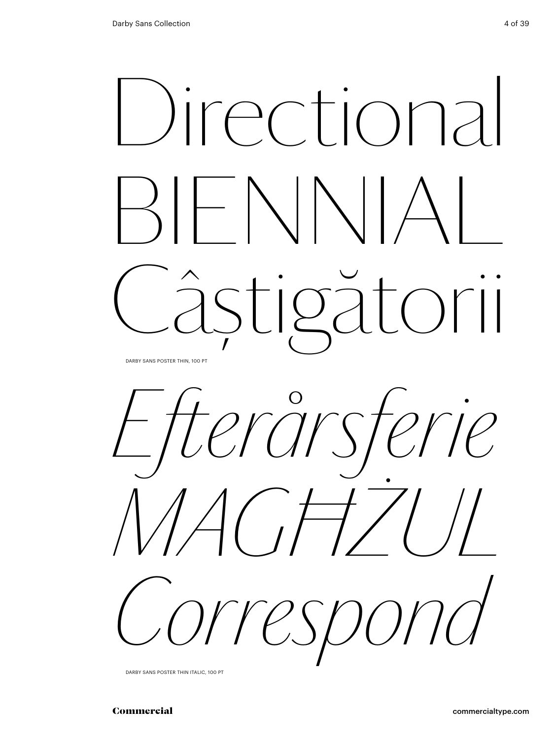Directional
BIENNIAL
Câștigătorii

DARBY SANS POSTER THIN, 100 PT

*Efterårsferie*
*MAGĦŻUL*
*Correspond*

DARBY SANS POSTER THIN ITALIC, 100 PT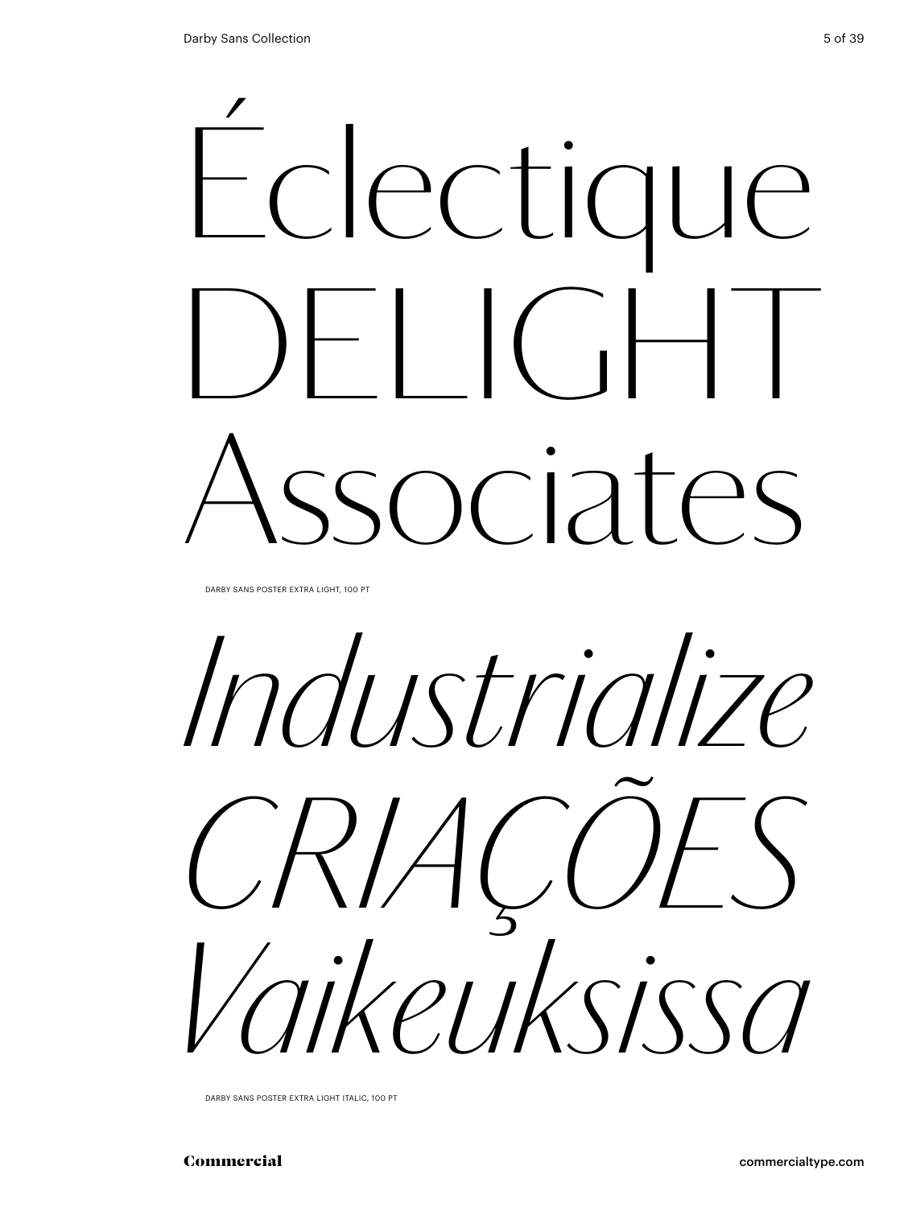Éclectique
DELIGHT
Associates

DARBY SANS POSTER EXTRA LIGHT, 100 PT

*Industrialize*
*CRIAÇÕES*
*Vaikeuksissa*

DARBY SANS POSTER EXTRA LIGHT ITALIC, 100 PT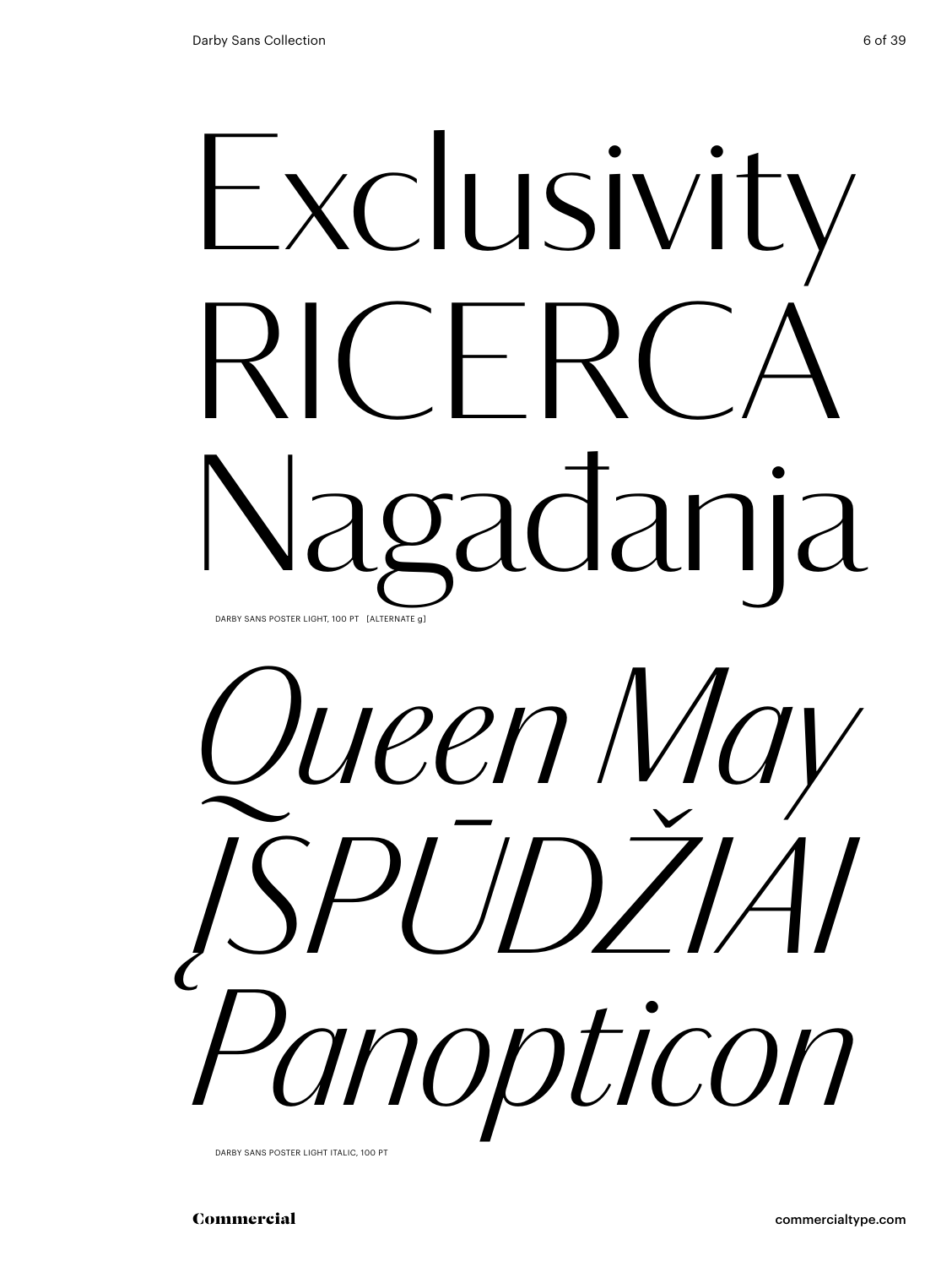Exclusivity
RICERCA
Nagađanja

DARBY SANS POSTER LIGHT, 100 PT [ALTERNATE g]

*Queen May*
*ĮSPŪDŽIAI*
*Panopticon*

DARBY SANS POSTER LIGHT ITALIC, 100 PT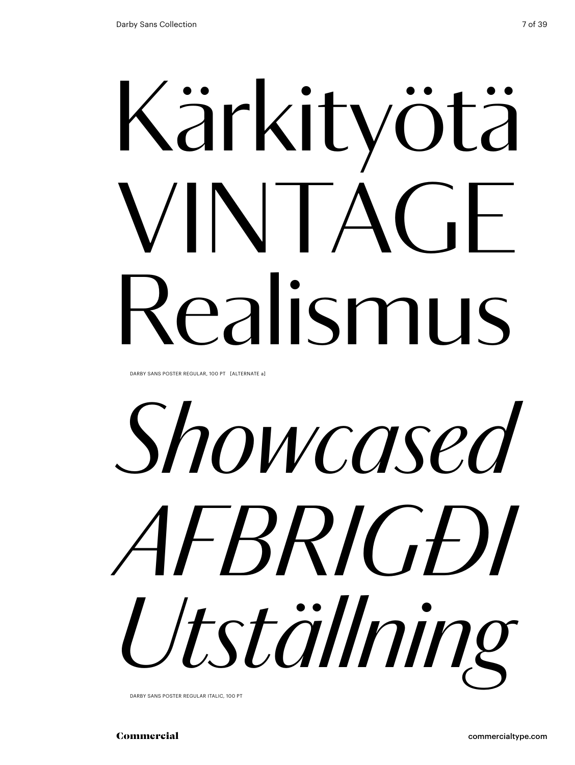Kärkityötä
VINTAGE
Realismus

DARBY SANS POSTER REGULAR, 100 PT [ALTERNATE a]

*Showcased*
*AFBRIGÐI*
*Utställning*

DARBY SANS POSTER REGULAR ITALIC, 100 PT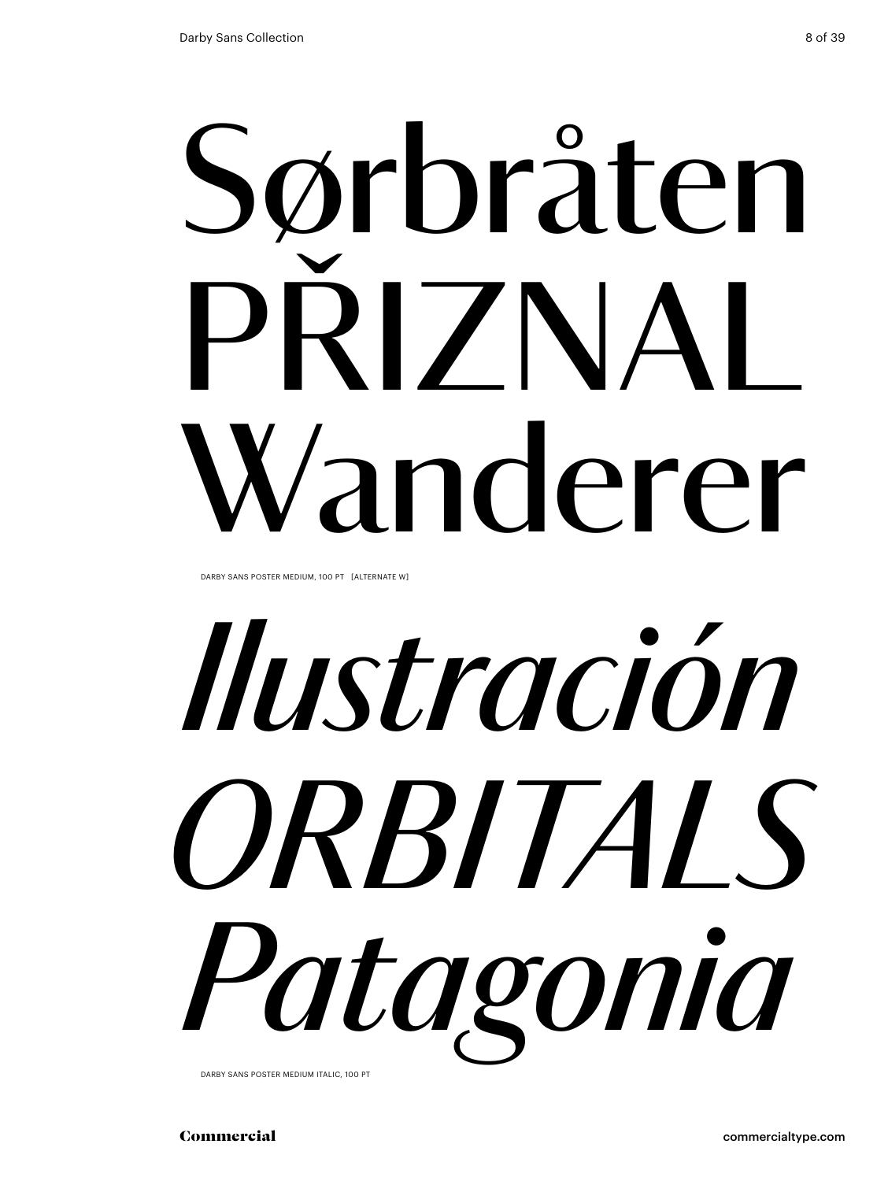Sørbråten
PŘIZNAL
Wanderer

DARBY SANS POSTER MEDIUM, 100 PT [ALTERNATE W]

*Ilustración*
*ORBITALS*
*Patagonia*

DARBY SANS POSTER MEDIUM ITALIC, 100 PT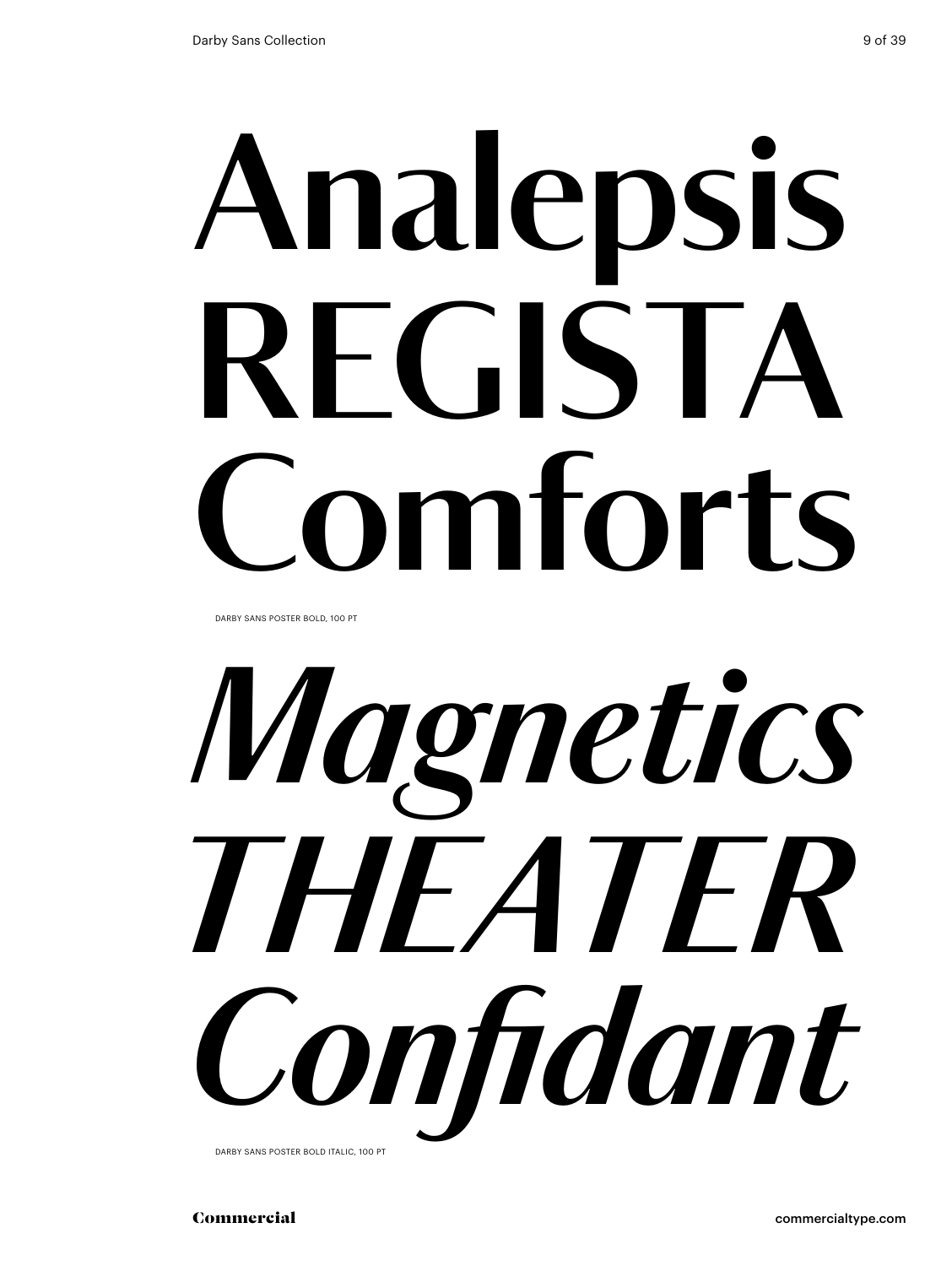# Analepsis REGISTA Comforts

DARBY SANS POSTER BOLD, 100 PT

# *Magnetics THEATER Confidant*

DARBY SANS POSTER BOLD ITALIC, 100 PT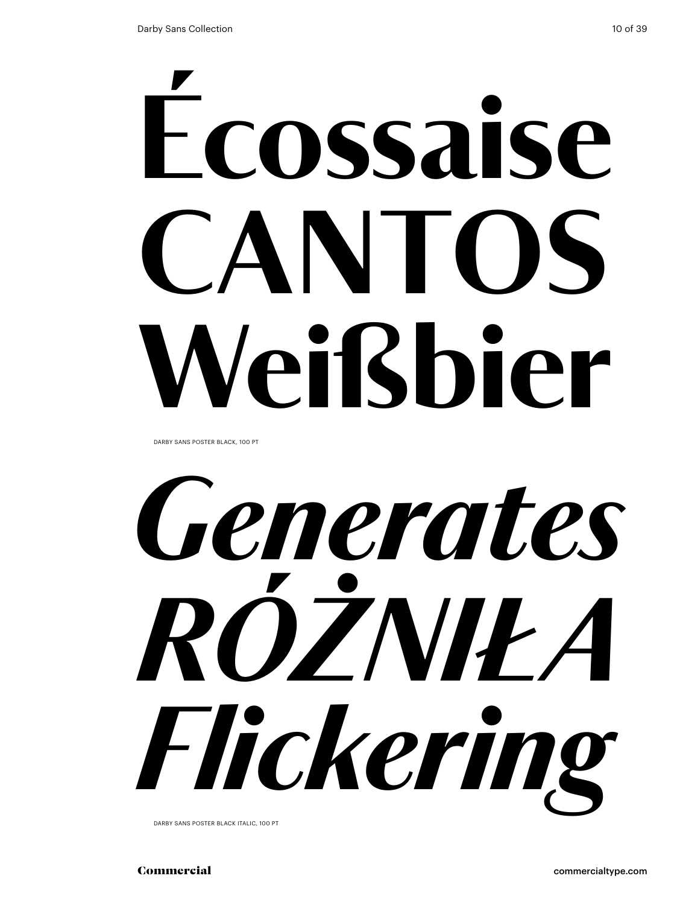# Écossaise CANTOS Weißbier

DARBY SANS POSTER BLACK, 100 PT

# *Generates RÓŻNIŁA Flickering*

DARBY SANS POSTER BLACK ITALIC, 100 PT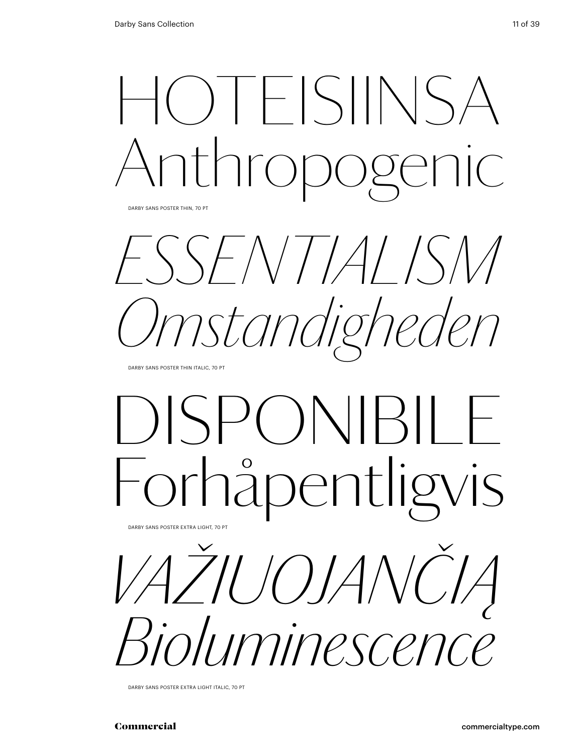HOTEISIINSA
Anthropogenic

DARBY SANS POSTER THIN, 70 PT

*ESSENTIALISM*
*Omstandigheden*

DARBY SANS POSTER THIN ITALIC, 70 PT

DISPONIBILE
Forhåpentligvis

DARBY SANS POSTER EXTRA LIGHT, 70 PT

*VAŽIUOJANČIĄ*
*Bioluminescence*

DARBY SANS POSTER EXTRA LIGHT ITALIC, 70 PT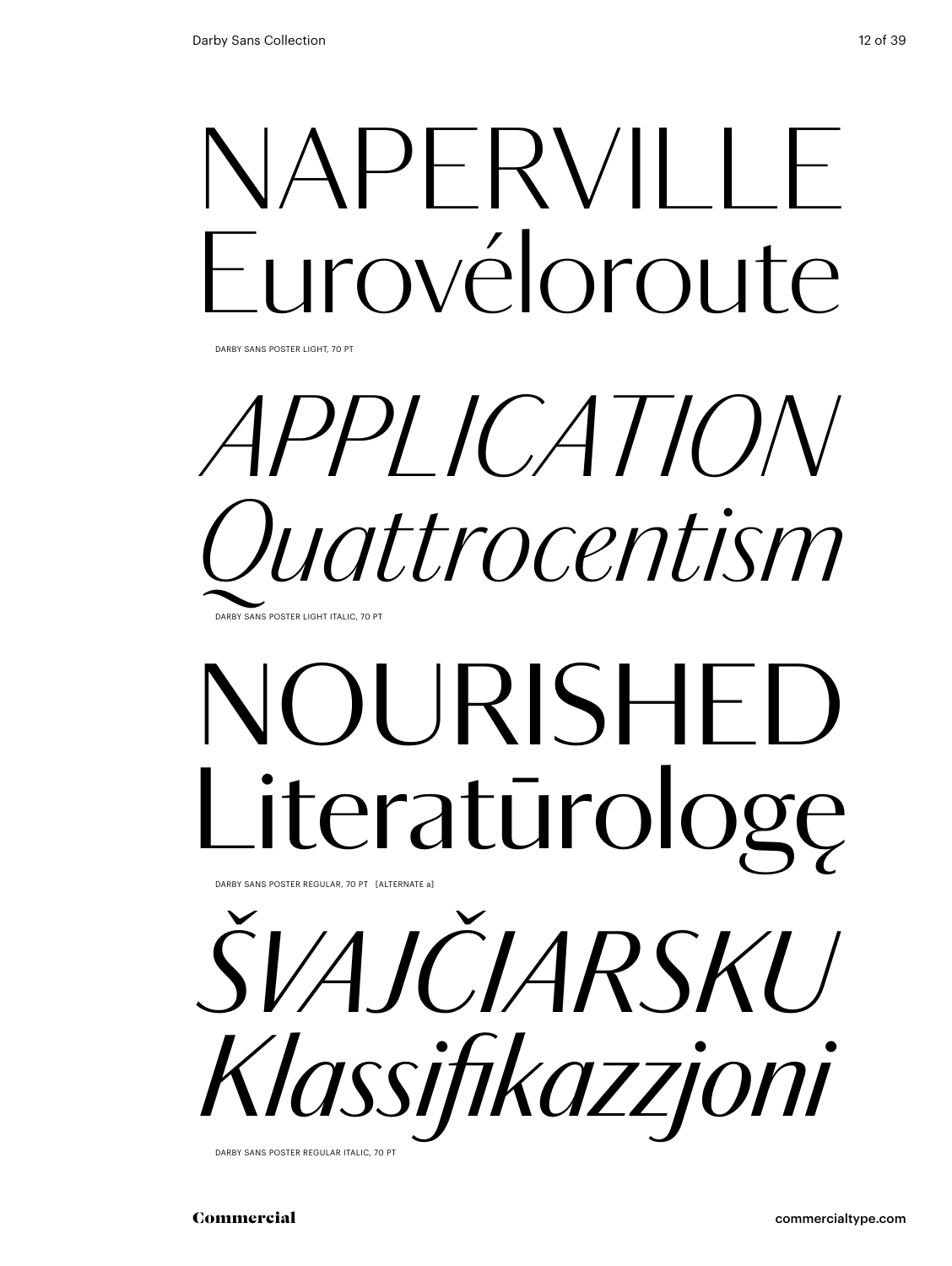NAPERVILLE
Eurovéloroute

DARBY SANS POSTER LIGHT, 70 PT

*APPLICATION*
*Quattrocentism*

DARBY SANS POSTER LIGHT ITALIC, 70 PT

NOURISHED
Literatūrologę

DARBY SANS POSTER REGULAR, 70 PT [ALTERNATE a]

*ŠVAJČIARSKU*
*Klassifikazzjoni*

DARBY SANS POSTER REGULAR ITALIC, 70 PT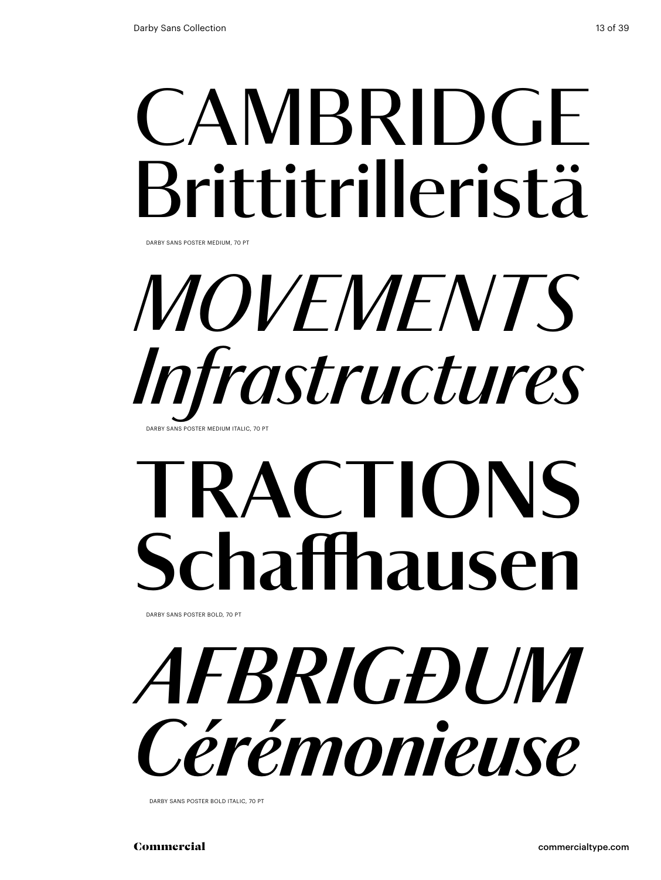CAMBRIDGE
Brittitrilleristä

DARBY SANS POSTER MEDIUM, 70 PT

*MOVEMENTS*
*Infrastructures*

DARBY SANS POSTER MEDIUM ITALIC, 70 PT

**TRACTIONS**
**Schaffhausen**

DARBY SANS POSTER BOLD, 70 PT

***AFBRIGÐUM***
***Cérémonieuse***

DARBY SANS POSTER BOLD ITALIC, 70 PT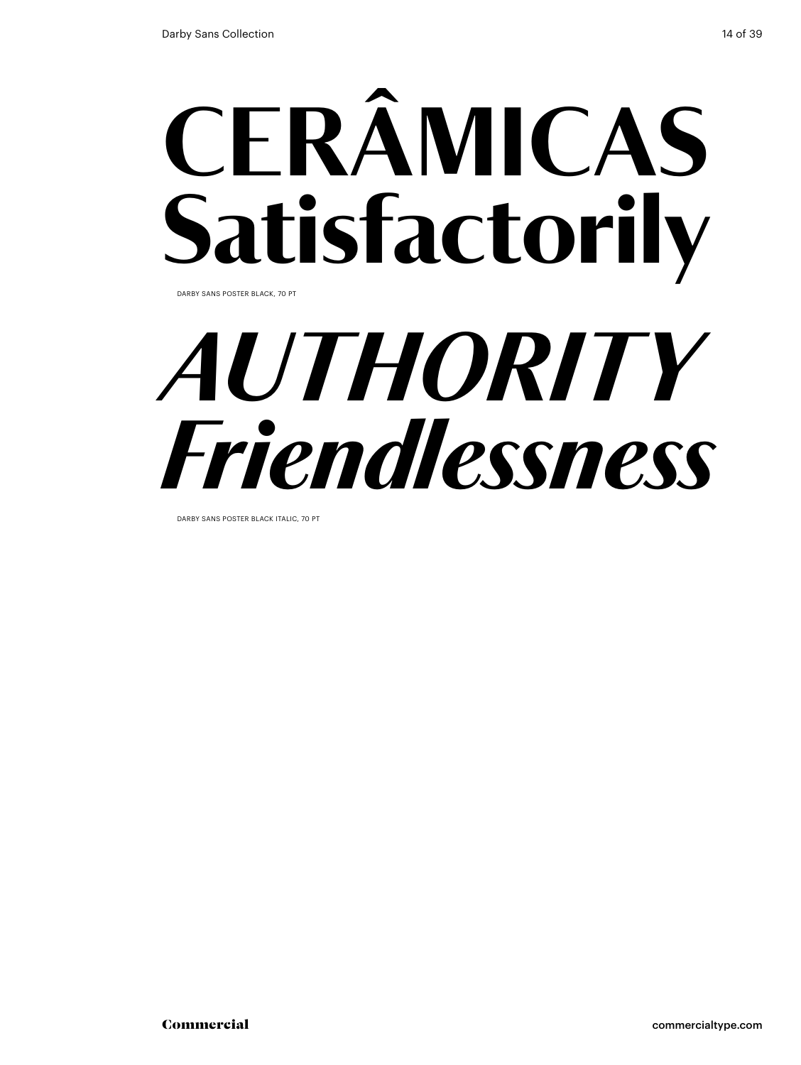# CERÂMICAS Satisfactorily

DARBY SANS POSTER BLACK, 70 PT

# *AUTHORITY Friendlessness*

DARBY SANS POSTER BLACK ITALIC, 70 PT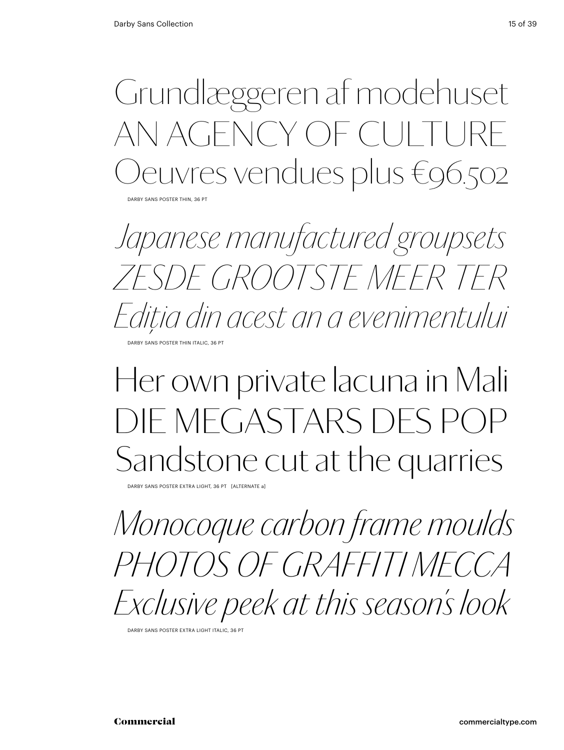Grundlæggeren af modehuset
AN AGENCY OF CULTURE
Oeuvres vendues plus €96.502

DARBY SANS POSTER THIN, 36 PT

*Japanese manufactured groupsets*
*ZESDE GROOTSTE MEER TER*
*Ediția din acest an a evenimentului*

DARBY SANS POSTER THIN ITALIC, 36 PT

Her own private lacuna in Mali
DIE MEGASTARS DES POP
Sandstone cut at the quarries

DARBY SANS POSTER EXTRA LIGHT, 36 PT [ALTERNATE a]

*Monocoque carbon frame moulds*
*PHOTOS OF GRAFFITI MECCA*
*Exclusive peek at this season's look*

DARBY SANS POSTER EXTRA LIGHT ITALIC, 36 PT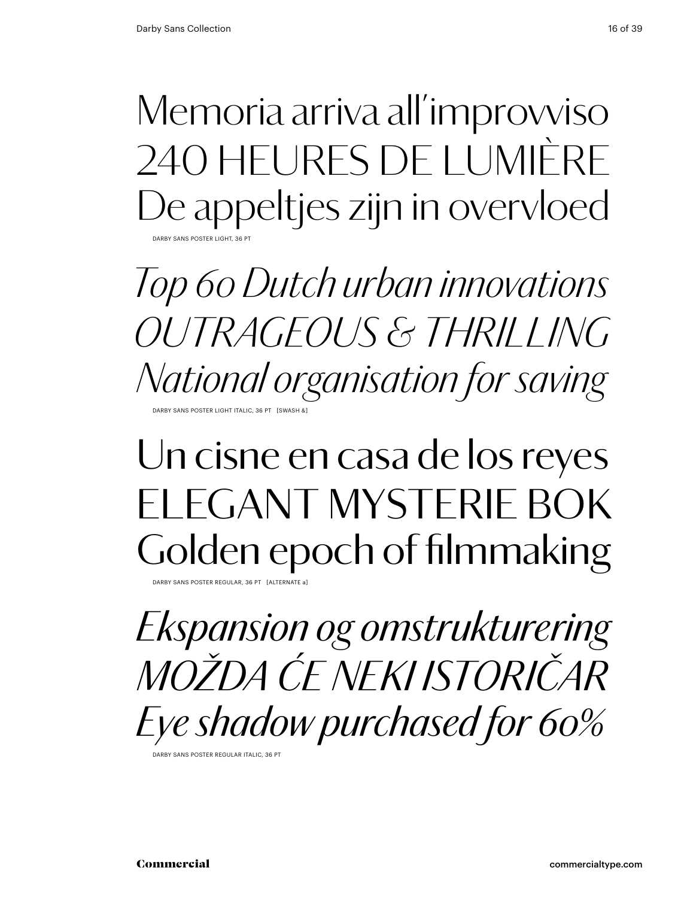Memoria arriva all'improvviso
240 HEURES DE LUMIÈRE
De appeltjes zijn in overvloed

DARBY SANS POSTER LIGHT, 36 PT

*Top 60 Dutch urban innovations*
*OUTRAGEOUS & THRILLING*
*National organisation for saving*

DARBY SANS POSTER LIGHT ITALIC, 36 PT [SWASH &]

Un cisne en casa de los reyes
ELEGANT MYSTERIE BOK
Golden epoch of filmmaking

DARBY SANS POSTER REGULAR, 36 PT [ALTERNATE a]

*Ekspansion og omstrukturering*
*MOŽDA ĆE NEKI ISTORIČAR*
*Eye shadow purchased for 60%*

DARBY SANS POSTER REGULAR ITALIC, 36 PT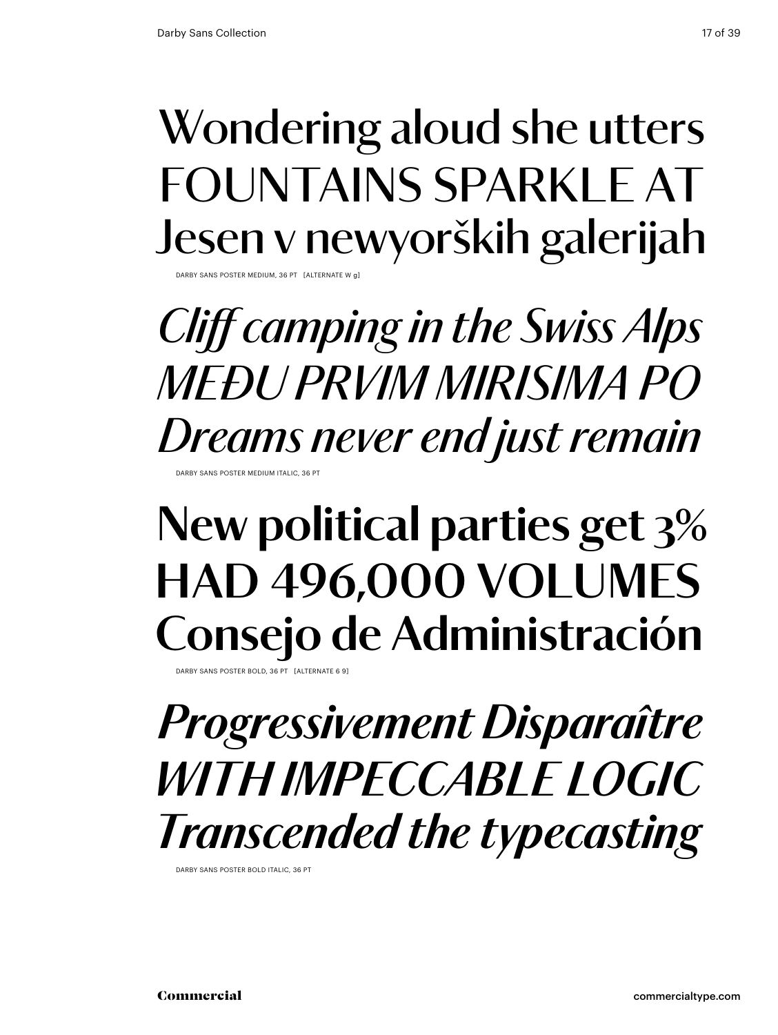Wondering aloud she utters
FOUNTAINS SPARKLE AT
Jesen v newyorških galerijah

DARBY SANS POSTER MEDIUM, 36 PT [ALTERNATE W g]

*Cliff camping in the Swiss Alps*
*MEĐU PRVIM MIRISIMA PO*
*Dreams never end just remain*

DARBY SANS POSTER MEDIUM ITALIC, 36 PT

**New political parties get 3%**
**HAD 496,000 VOLUMES**
**Consejo de Administración**

DARBY SANS POSTER BOLD, 36 PT [ALTERNATE 6 9]

***Progressivement Disparaître***
***WITH IMPECCABLE LOGIC***
***Transcended the typecasting***

DARBY SANS POSTER BOLD ITALIC, 36 PT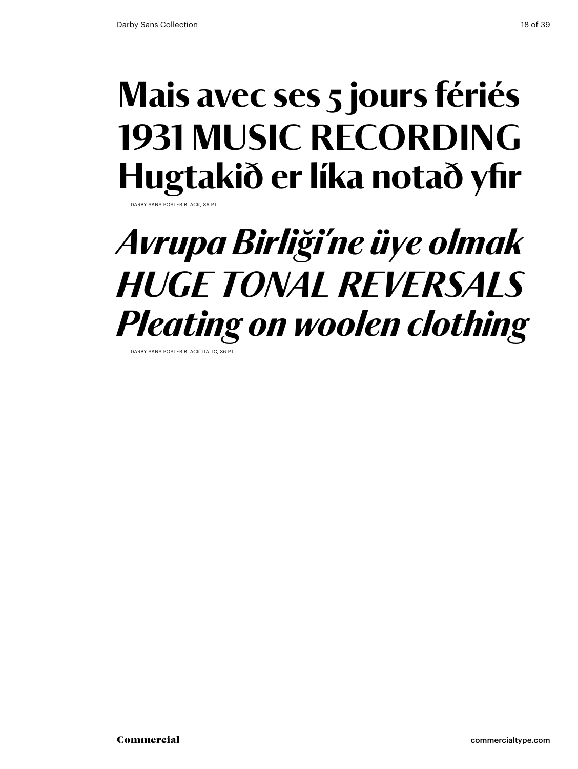**Mais avec ses 5 jours fériés**
**1931 MUSIC RECORDING**
**Hugtakið er líka notað yfir**

DARBY SANS POSTER BLACK, 36 PT

***Avrupa Birliği'ne üye olmak***
***HUGE TONAL REVERSALS***
***Pleating on woolen clothing***

DARBY SANS POSTER BLACK ITALIC, 36 PT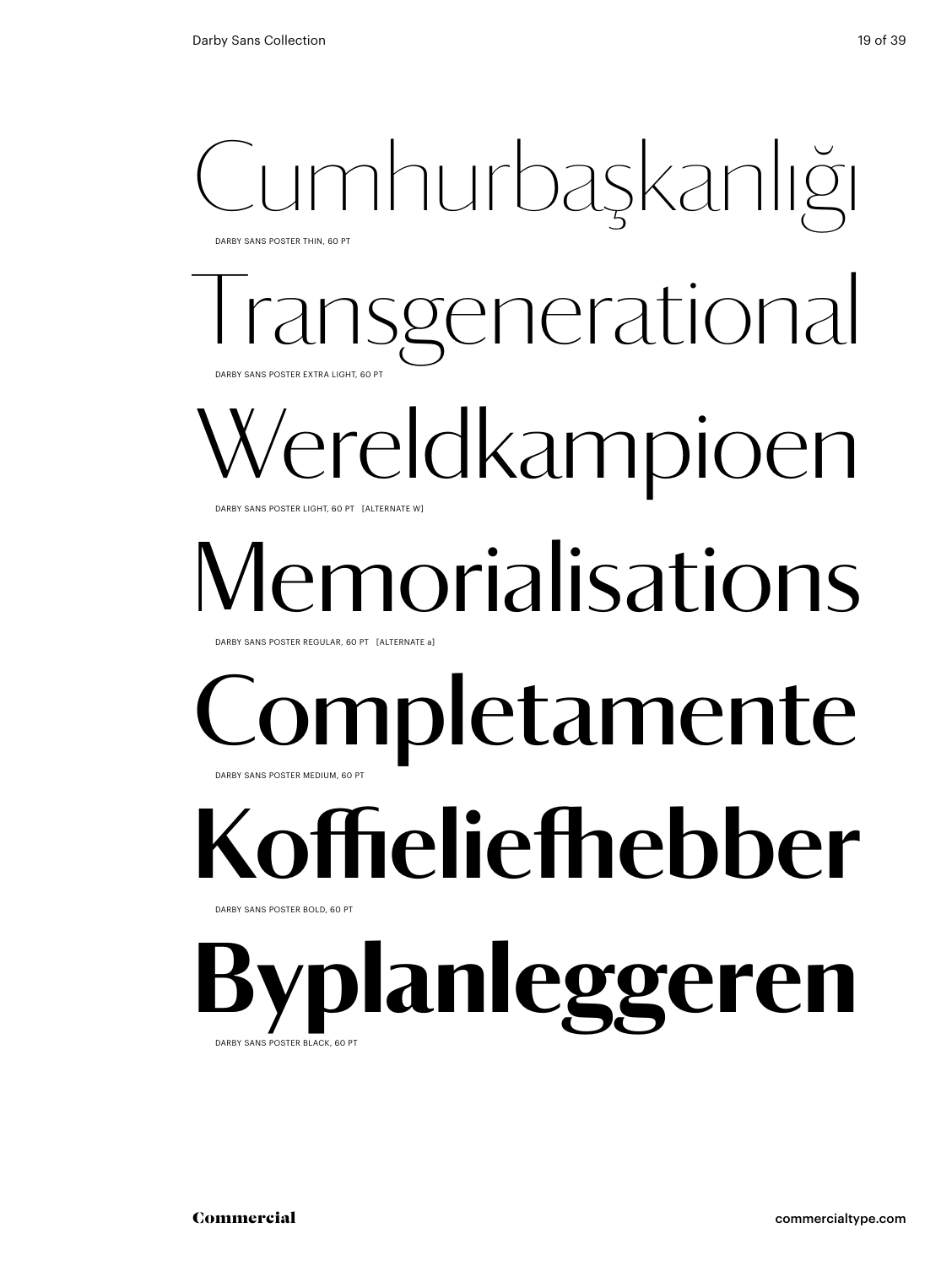Cumhurbaşkanlığı

DARBY SANS POSTER THIN, 60 PT

Transgenerational

DARBY SANS POSTER EXTRA LIGHT, 60 PT

Wereldkampioen

DARBY SANS POSTER LIGHT, 60 PT [ALTERNATE W]

Memorialisations

DARBY SANS POSTER REGULAR, 60 PT [ALTERNATE a]

Completamente

DARBY SANS POSTER MEDIUM, 60 PT

**Koffieliefhebber**

DARBY SANS POSTER BOLD, 60 PT

**Byplanleggeren**

DARBY SANS POSTER BLACK, 60 PT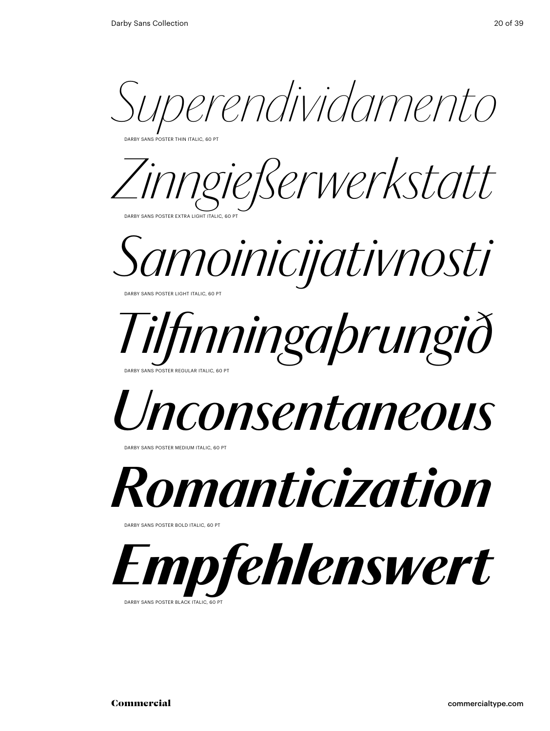*Superendividamento*

DARBY SANS POSTER THIN ITALIC, 60 PT

*Zinngießerwerkstatt*

DARBY SANS POSTER EXTRA LIGHT ITALIC, 60 PT

*Samoinicijativnosti*

DARBY SANS POSTER LIGHT ITALIC, 60 PT

*Tilfinningaþrungið*

DARBY SANS POSTER REGULAR ITALIC, 60 PT

*Unconsentaneous*

DARBY SANS POSTER MEDIUM ITALIC, 60 PT

***Romanticization***

DARBY SANS POSTER BOLD ITALIC, 60 PT

***Empfehlenswert***

DARBY SANS POSTER BLACK ITALIC, 60 PT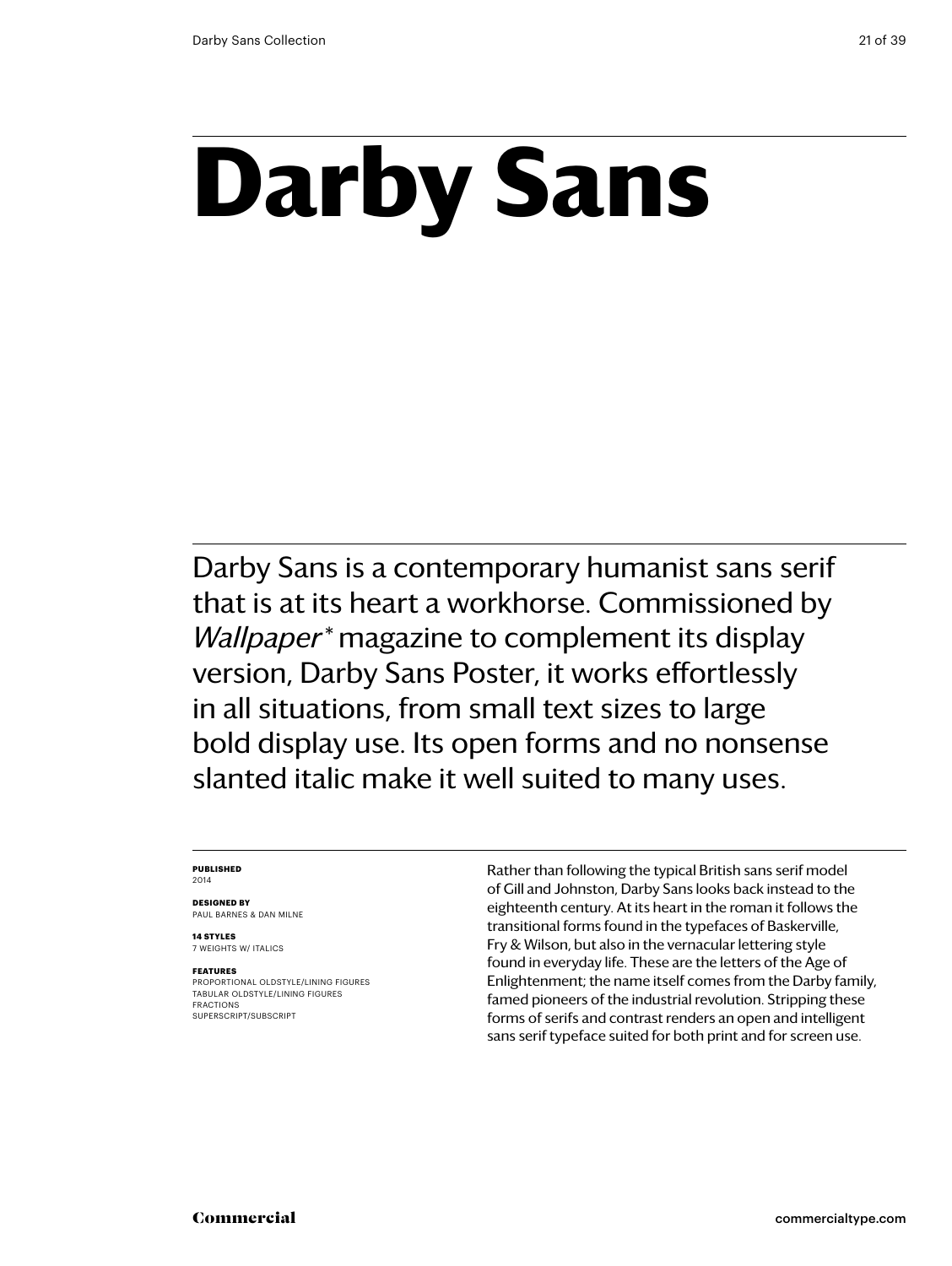# Darby Sans

Darby Sans is a contemporary humanist sans serif that is at its heart a workhorse. Commissioned by *Wallpaper\** magazine to complement its display version, Darby Sans Poster, it works effortlessly in all situations, from small text sizes to large bold display use. Its open forms and no nonsense slanted italic make it well suited to many uses.

**PUBLISHED**
2014

**DESIGNED BY**
PAUL BARNES & DAN MILNE

**14 STYLES**
7 WEIGHTS W/ ITALICS

**FEATURES**
PROPORTIONAL OLDSTYLE/LINING FIGURES
TABULAR OLDSTYLE/LINING FIGURES
FRACTIONS
SUPERSCRIPT/SUBSCRIPT

Rather than following the typical British sans serif model of Gill and Johnston, Darby Sans looks back instead to the eighteenth century. At its heart in the roman it follows the transitional forms found in the typefaces of Baskerville, Fry & Wilson, but also in the vernacular lettering style found in everyday life. These are the letters of the Age of Enlightenment; the name itself comes from the Darby family, famed pioneers of the industrial revolution. Stripping these forms of serifs and contrast renders an open and intelligent sans serif typeface suited for both print and for screen use.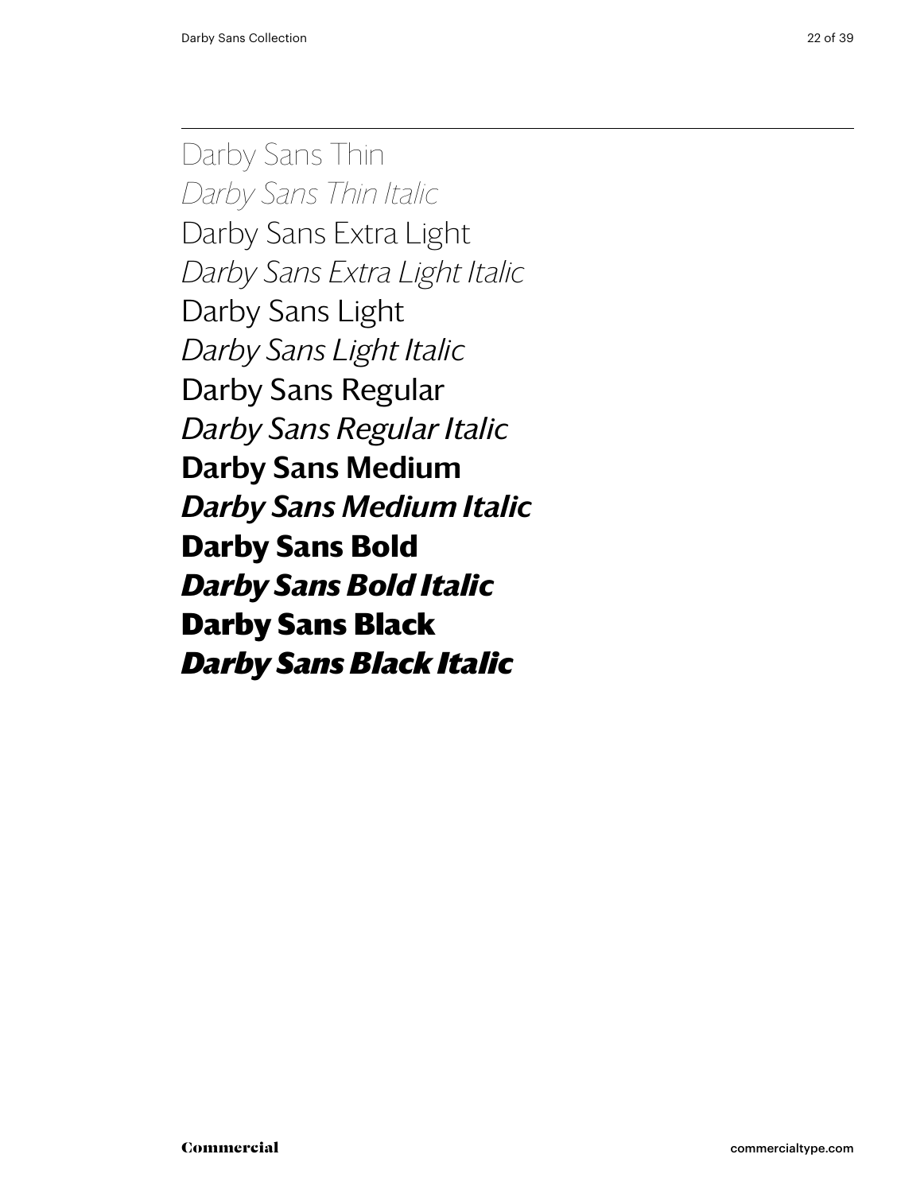Darby Sans Thin

*Darby Sans Thin Italic*

Darby Sans Extra Light

*Darby Sans Extra Light Italic*

Darby Sans Light

*Darby Sans Light Italic*

Darby Sans Regular

*Darby Sans Regular Italic*

**Darby Sans Medium**

***Darby Sans Medium Italic***

**Darby Sans Bold**

***Darby Sans Bold Italic***

**Darby Sans Black**

***Darby Sans Black Italic***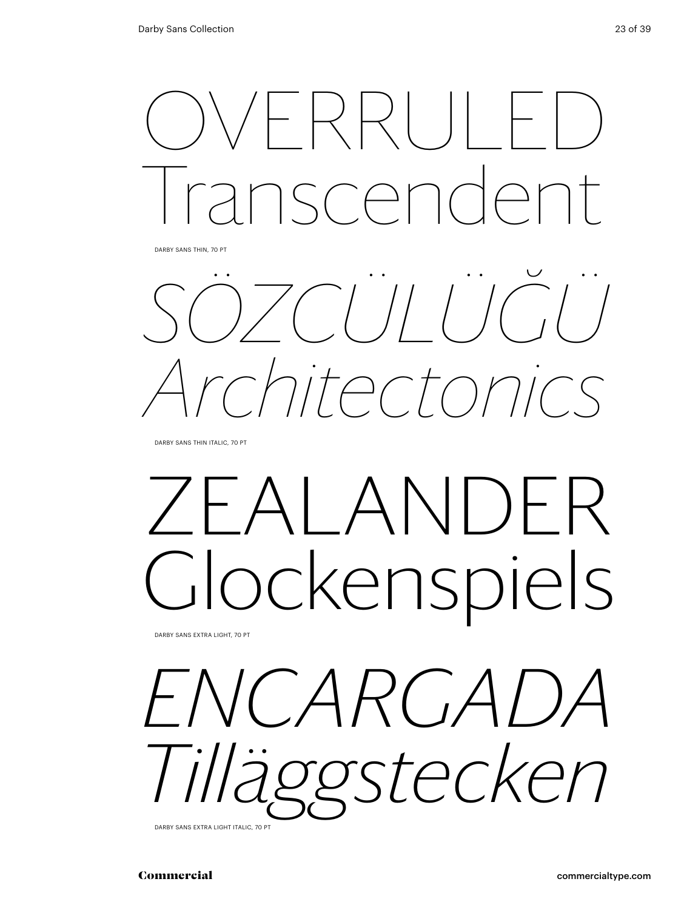OVERRULED
Transcendent

DARBY SANS THIN, 70 PT

*SÖZCÜLÜĞÜ*
*Architectonics*

DARBY SANS THIN ITALIC, 70 PT

ZEALANDER
Glockenspiels

DARBY SANS EXTRA LIGHT, 70 PT

*ENCARGADA*
*Tilläggstecken*

DARBY SANS EXTRA LIGHT ITALIC, 70 PT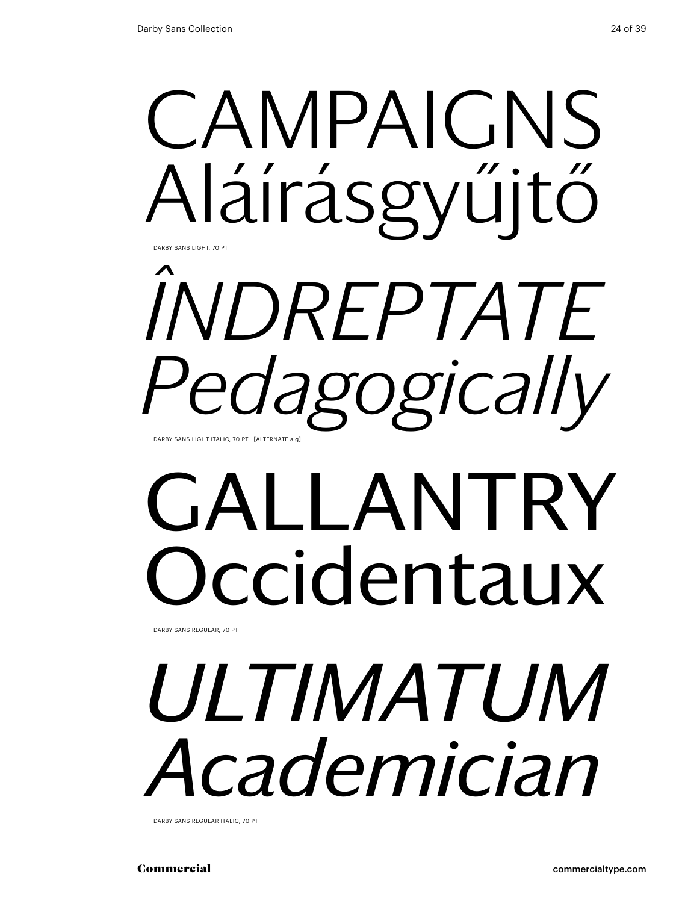CAMPAIGNS
Aláírásgyűjtő

DARBY SANS LIGHT, 70 PT

*ÎNDREPTATE*
*Pedagogically*

DARBY SANS LIGHT ITALIC, 70 PT [ALTERNATE a g]

GALLANTRY
Occidentaux

DARBY SANS REGULAR, 70 PT

*ULTIMATUM*
*Academician*

DARBY SANS REGULAR ITALIC, 70 PT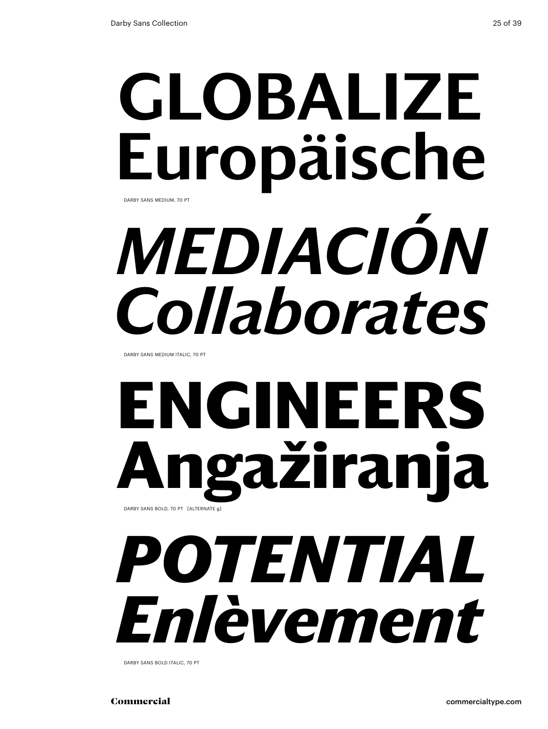GLOBALIZE
Europäische

DARBY SANS MEDIUM, 70 PT

*MEDIACIÓN*
*Collaborates*

DARBY SANS MEDIUM ITALIC, 70 PT

**ENGINEERS**
**Angažiranja**

DARBY SANS BOLD, 70 PT [ALTERNATE g]

***POTENTIAL***
***Enlèvement***

DARBY SANS BOLD ITALIC, 70 PT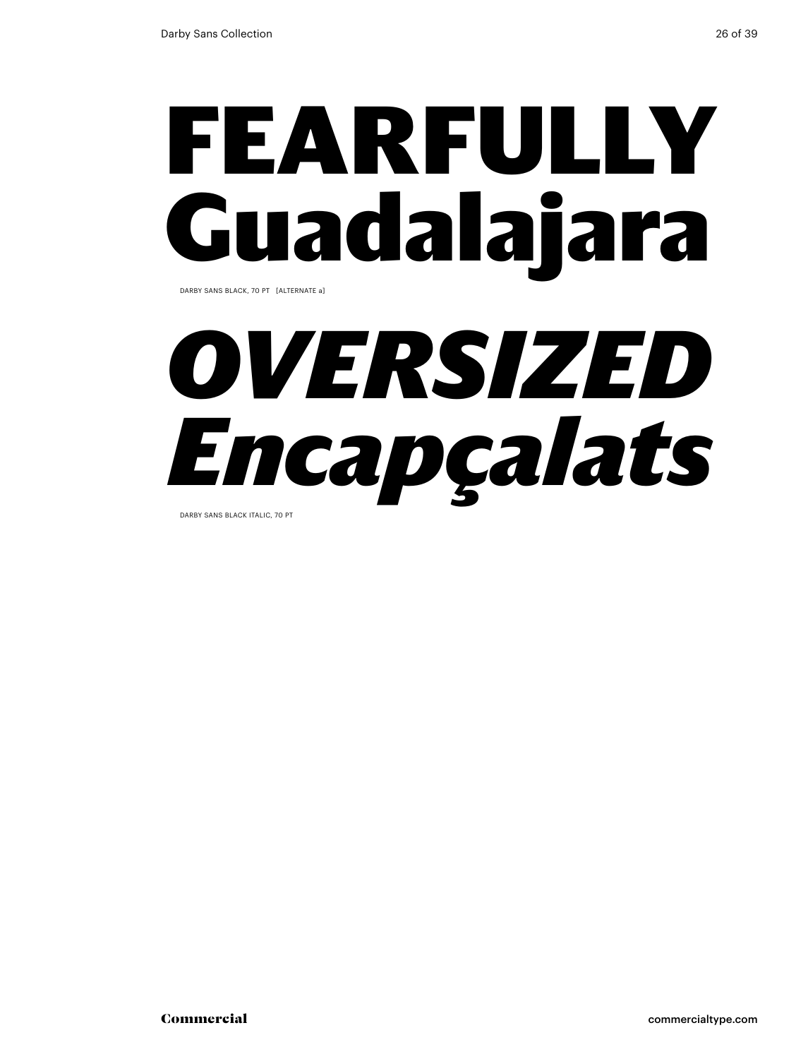# FEARFULLY Guadalajara

DARBY SANS BLACK, 70 PT [ALTERNATE a]

# *OVERSIZED Encapçalats*

DARBY SANS BLACK ITALIC, 70 PT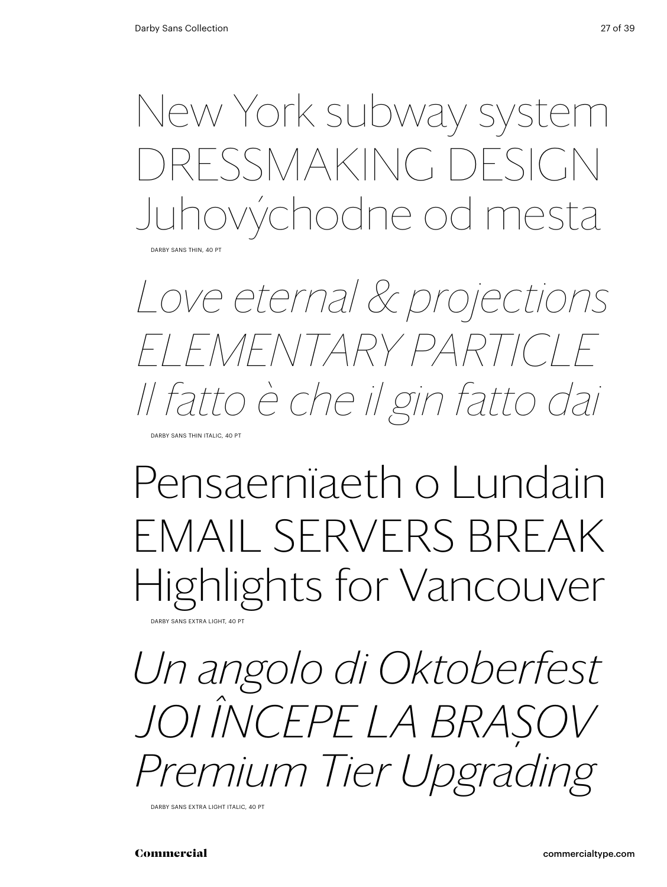New York subway system
DRESSMAKING DESIGN
Juhovýchodne od mesta

DARBY SANS THIN, 40 PT

*Love eternal & projections*
*ELEMENTARY PARTICLE*
*Il fatto è che il gin fatto dai*

DARBY SANS THIN ITALIC, 40 PT

Pensaernïaeth o Lundain
EMAIL SERVERS BREAK
Highlights for Vancouver

DARBY SANS EXTRA LIGHT, 40 PT

*Un angolo di Oktoberfest*
*JOI ÎNCEPE LA BRAȘOV*
*Premium Tier Upgrading*

DARBY SANS EXTRA LIGHT ITALIC, 40 PT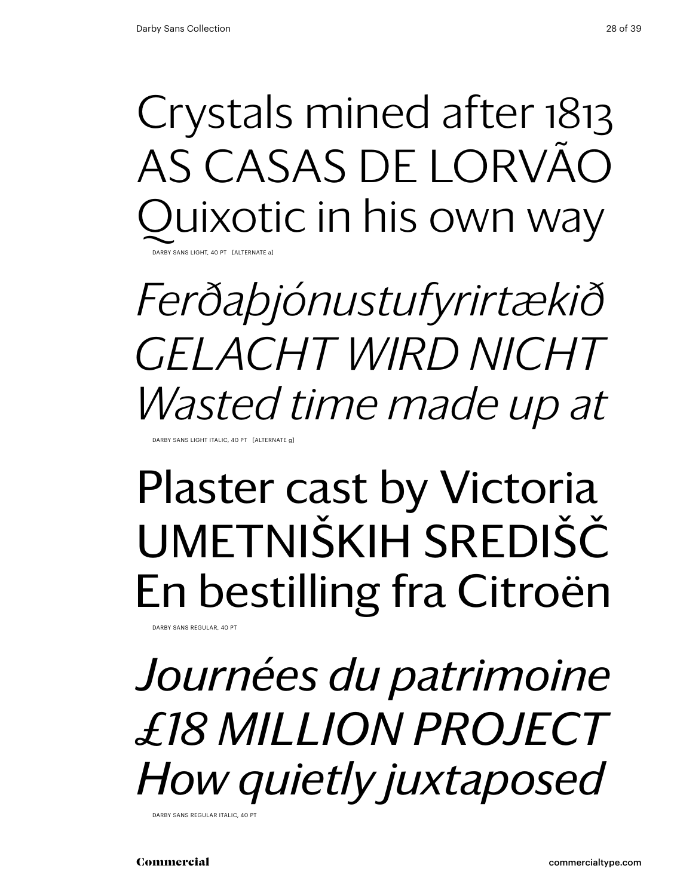Crystals mined after 1813
AS CASAS DE LORVÃO
Quixotic in his own way

DARBY SANS LIGHT, 40 PT [ALTERNATE a]

*Ferðaþjónustufyrirtækið*
*GELACHT WIRD NICHT*
*Wasted time made up at*

DARBY SANS LIGHT ITALIC, 40 PT [ALTERNATE g]

Plaster cast by Victoria
UMETNIŠKIH SREDIŠČ
En bestilling fra Citroën

DARBY SANS REGULAR, 40 PT

*Journées du patrimoine*
*£18 MILLION PROJECT*
*How quietly juxtaposed*

DARBY SANS REGULAR ITALIC, 40 PT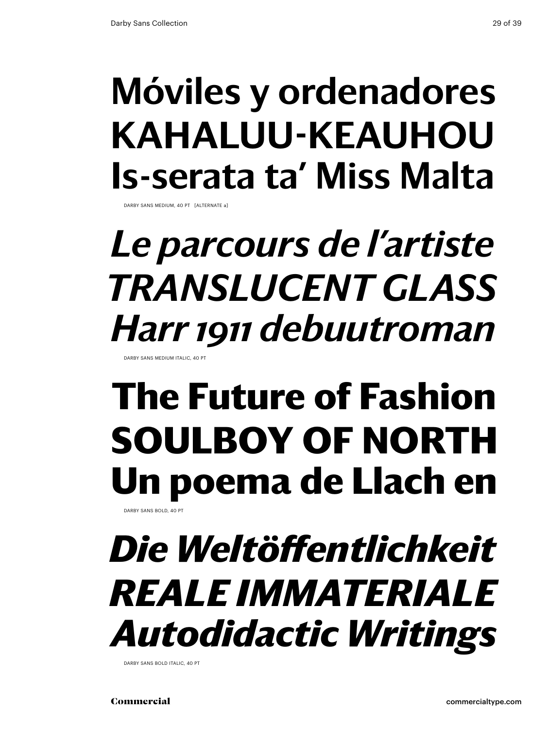**Móviles y ordenadores**
**KAHALUU-KEAUHOU**
**Is-serata ta' Miss Malta**

DARBY SANS MEDIUM, 40 PT [ALTERNATE a]

*Le parcours de l'artiste*
*TRANSLUCENT GLASS*
*Harr 1911 debuutroman*

DARBY SANS MEDIUM ITALIC, 40 PT

**The Future of Fashion**
**SOULBOY OF NORTH**
**Un poema de Llach en**

DARBY SANS BOLD, 40 PT

***Die Weltöffentlichkeit***
***REALE IMMATERIALE***
***Autodidactic Writings***

DARBY SANS BOLD ITALIC, 40 PT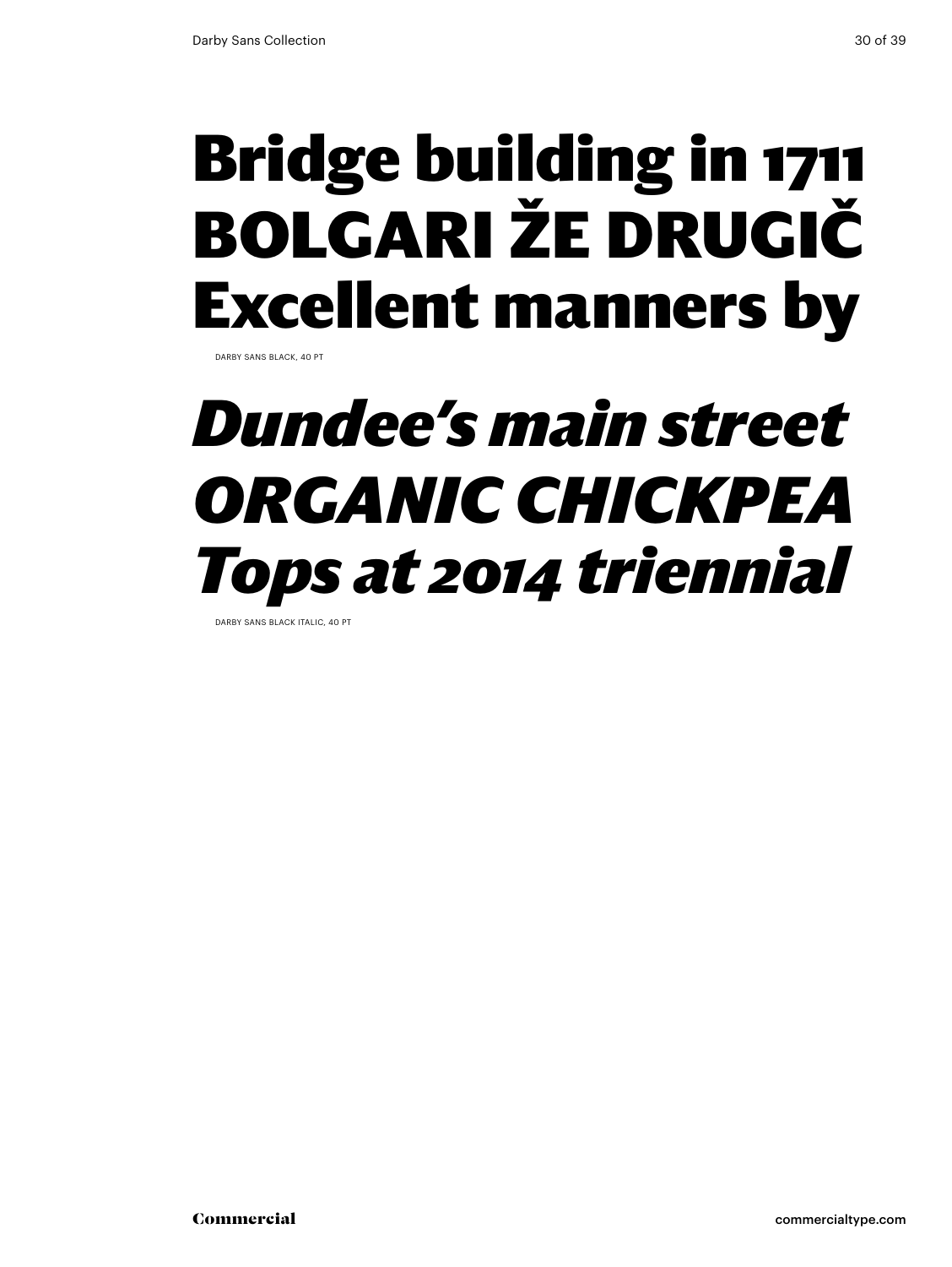**Bridge building in 1711**
**BOLGARI ŽE DRUGIČ**
**Excellent manners by**

DARBY SANS BLACK, 40 PT

***Dundee's main street***
***ORGANIC CHICKPEA***
***Tops at 2014 triennial***

DARBY SANS BLACK ITALIC, 40 PT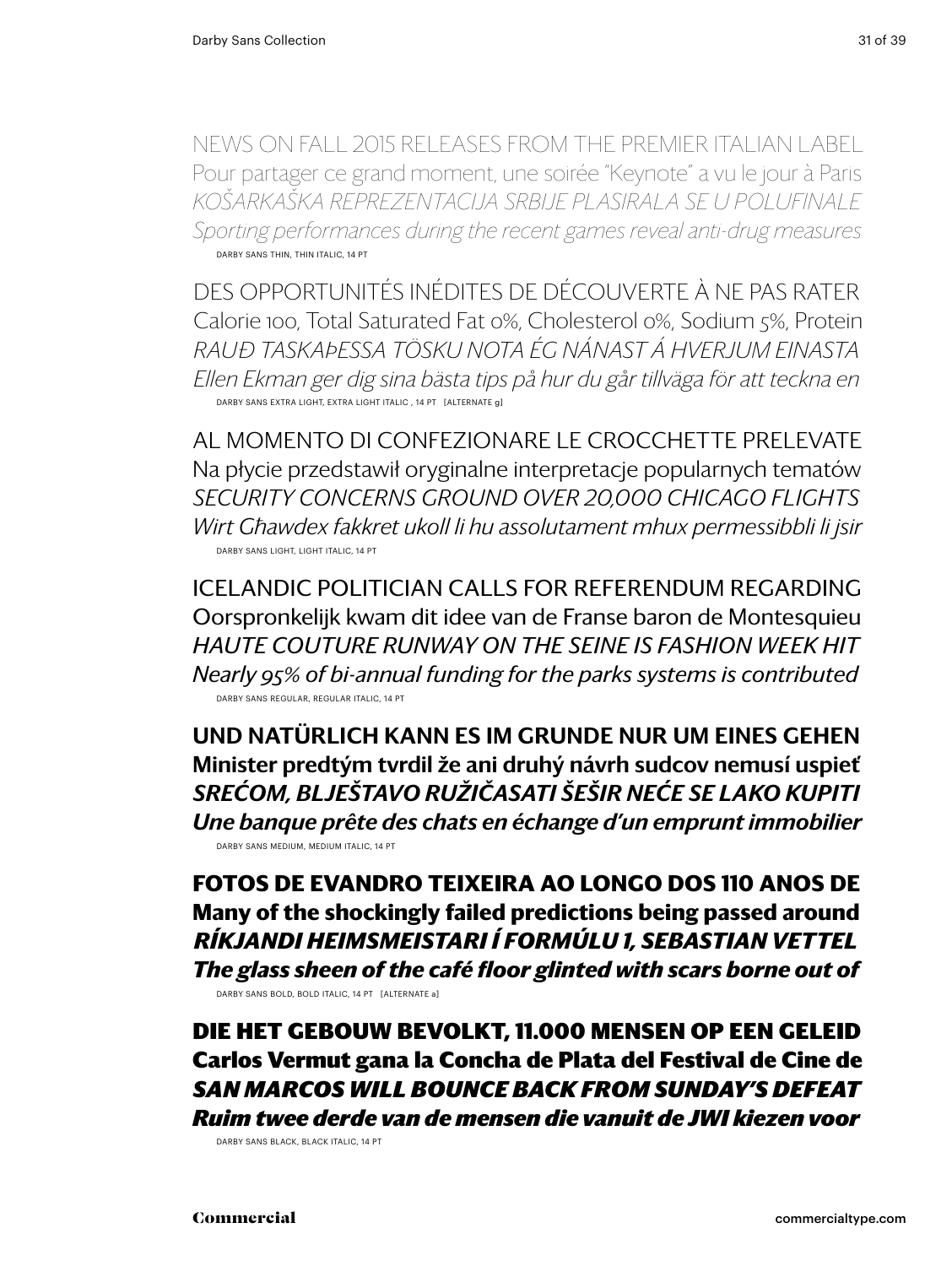NEWS ON FALL 2015 RELEASES FROM THE PREMIER ITALIAN LABEL
Pour partager ce grand moment, une soirée "Keynote" a vu le jour à Paris
*KOŠARKAŠKA REPREZENTACIJA SRBIJE PLASIRALA SE U POLUFINALE*
*Sporting performances during the recent games reveal anti-drug measures*

DARBY SANS THIN, THIN ITALIC, 14 PT

DES OPPORTUNITÉS INÉDITES DE DÉCOUVERTE À NE PAS RATER
Calorie 100, Total Saturated Fat 0%, Cholesterol 0%, Sodium 5%, Protein
*RAUÐ TASKAÞESSA TÖSKU NOTA ÉG NÁNAST Á HVERJUM EINASTA*
*Ellen Ekman ger dig sina bästa tips på hur du går tillväga för att teckna en*

DARBY SANS EXTRA LIGHT, EXTRA LIGHT ITALIC , 14 PT [ALTERNATE g]

AL MOMENTO DI CONFEZIONARE LE CROCCHETTE PRELEVATE
Na płycie przedstawił oryginalne interpretacje popularnych tematów
*SECURITY CONCERNS GROUND OVER 20,000 CHICAGO FLIGHTS*
*Wirt Għawdex fakkret ukoll li hu assolutament mhux permessibbli li jsir*

DARBY SANS LIGHT, LIGHT ITALIC, 14 PT

ICELANDIC POLITICIAN CALLS FOR REFERENDUM REGARDING
Oorspronkelijk kwam dit idee van de Franse baron de Montesquieu
*HAUTE COUTURE RUNWAY ON THE SEINE IS FASHION WEEK HIT*
*Nearly 95% of bi-annual funding for the parks systems is contributed*

DARBY SANS REGULAR, REGULAR ITALIC, 14 PT

**UND NATÜRLICH KANN ES IM GRUNDE NUR UM EINES GEHEN**
**Minister predtým tvrdil že ani druhý návrh sudcov nemusí uspieť**
***SREĆOM, BLJEŠTAVO RUŽIČASATI ŠEŠIR NEĆE SE LAKO KUPITI***
***Une banque prête des chats en échange d'un emprunt immobilier***

DARBY SANS MEDIUM, MEDIUM ITALIC, 14 PT

**FOTOS DE EVANDRO TEIXEIRA AO LONGO DOS 110 ANOS DE**
**Many of the shockingly failed predictions being passed around**
***RÍKJANDI HEIMSMEISTARI Í FORMÚLU 1, SEBASTIAN VETTEL***
***The glass sheen of the café floor glinted with scars borne out of***

DARBY SANS BOLD, BOLD ITALIC, 14 PT [ALTERNATE a]

**DIE HET GEBOUW BEVOLKT, 11.000 MENSEN OP EEN GELEID**
**Carlos Vermut gana la Concha de Plata del Festival de Cine de**
***SAN MARCOS WILL BOUNCE BACK FROM SUNDAY'S DEFEAT***
***Ruim twee derde van de mensen die vanuit de JWI kiezen voor***

DARBY SANS BLACK, BLACK ITALIC, 14 PT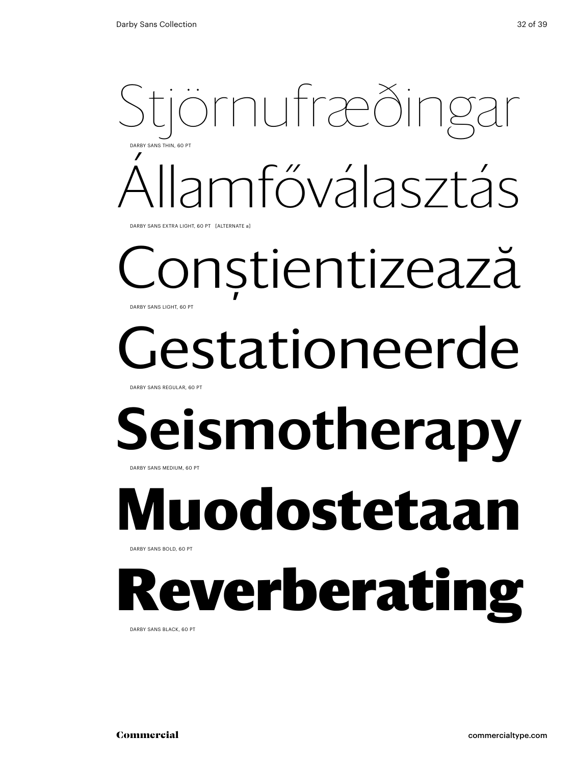Stjörnufræðingar

DARBY SANS THIN, 60 PT

Államfőválasztás

DARBY SANS EXTRA LIGHT, 60 PT [ALTERNATE a]

Conștientizează

DARBY SANS LIGHT, 60 PT

Gestationeerde

DARBY SANS REGULAR, 60 PT

**Seismotherapy**

DARBY SANS MEDIUM, 60 PT

**Muodostetaan**

DARBY SANS BOLD, 60 PT

**Reverberating**

DARBY SANS BLACK, 60 PT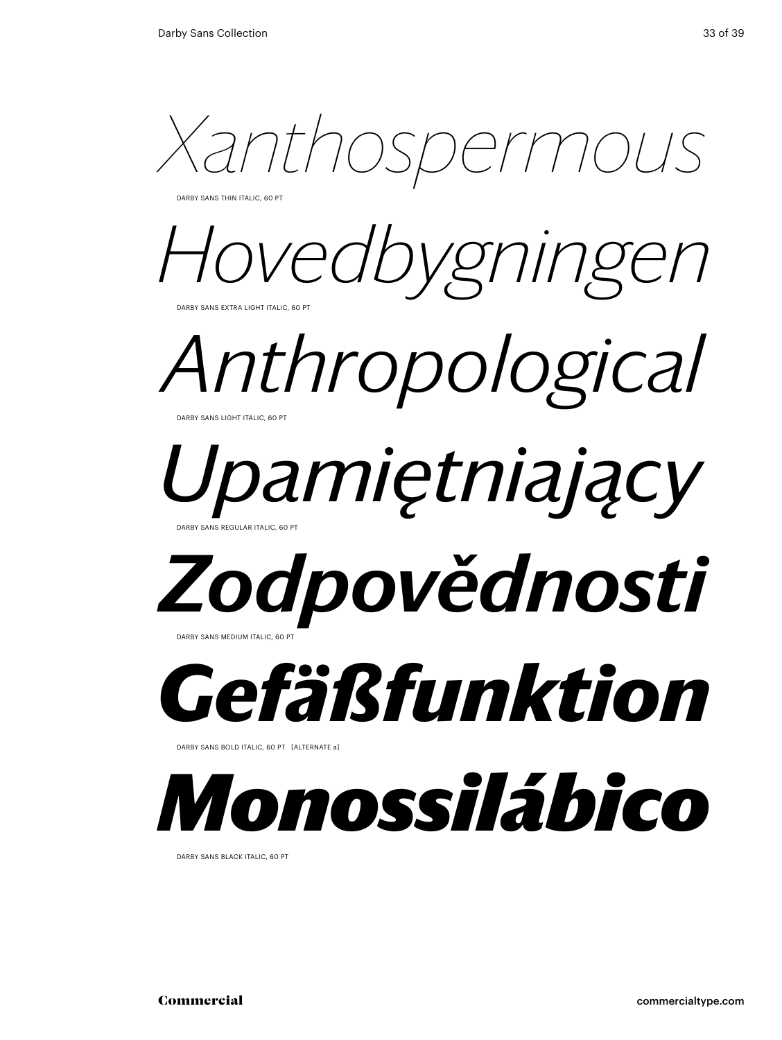*Xanthospermous*

DARBY SANS THIN ITALIC, 60 PT

*Hovedbygningen*

DARBY SANS EXTRA LIGHT ITALIC, 60 PT

*Anthropological*

DARBY SANS LIGHT ITALIC, 60 PT

*Upamiętniający*

DARBY SANS REGULAR ITALIC, 60 PT

***Zodpovědnosti***

DARBY SANS MEDIUM ITALIC, 60 PT

***Gefäßfunktion***

DARBY SANS BOLD ITALIC, 60 PT [ALTERNATE a]

***Monossilábico***

DARBY SANS BLACK ITALIC, 60 PT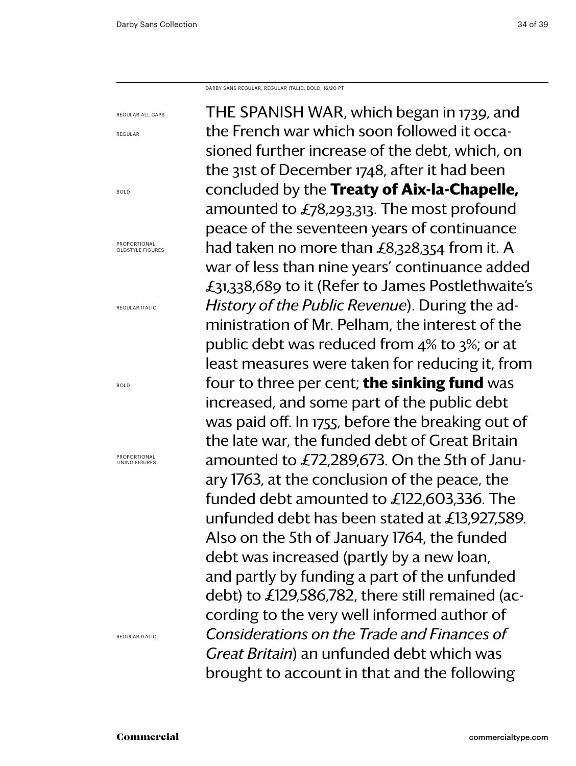DARBY SANS REGULAR, REGULAR ITALIC, BOLD, 16/20 PT

REGULAR ALL CAPS

REGULAR

BOLD

PROPORTIONAL OLDSTYLE FIGURES

REGULAR ITALIC

BOLD

PROPORTIONAL LINING FIGURES

REGULAR ITALIC

THE SPANISH WAR, which began in 1739, and the French war which soon followed it occasioned further increase of the debt, which, on the 31st of December 1748, after it had been concluded by the **Treaty of Aix-la-Chapelle,** amounted to £78,293,313. The most profound peace of the seventeen years of continuance had taken no more than £8,328,354 from it. A war of less than nine years' continuance added £31,338,689 to it (Refer to James Postlethwaite's *History of the Public Revenue*). During the administration of Mr. Pelham, the interest of the public debt was reduced from 4% to 3%; or at least measures were taken for reducing it, from four to three per cent; **the sinking fund** was increased, and some part of the public debt was paid off. In 1755, before the breaking out of the late war, the funded debt of Great Britain amounted to £72,289,673. On the 5th of January 1763, at the conclusion of the peace, the funded debt amounted to £122,603,336. The unfunded debt has been stated at £13,927,589. Also on the 5th of January 1764, the funded debt was increased (partly by a new loan, and partly by funding a part of the unfunded debt) to £129,586,782, there still remained (according to the very well informed author of *Considerations on the Trade and Finances of Great Britain*) an unfunded debt which was brought to account in that and the following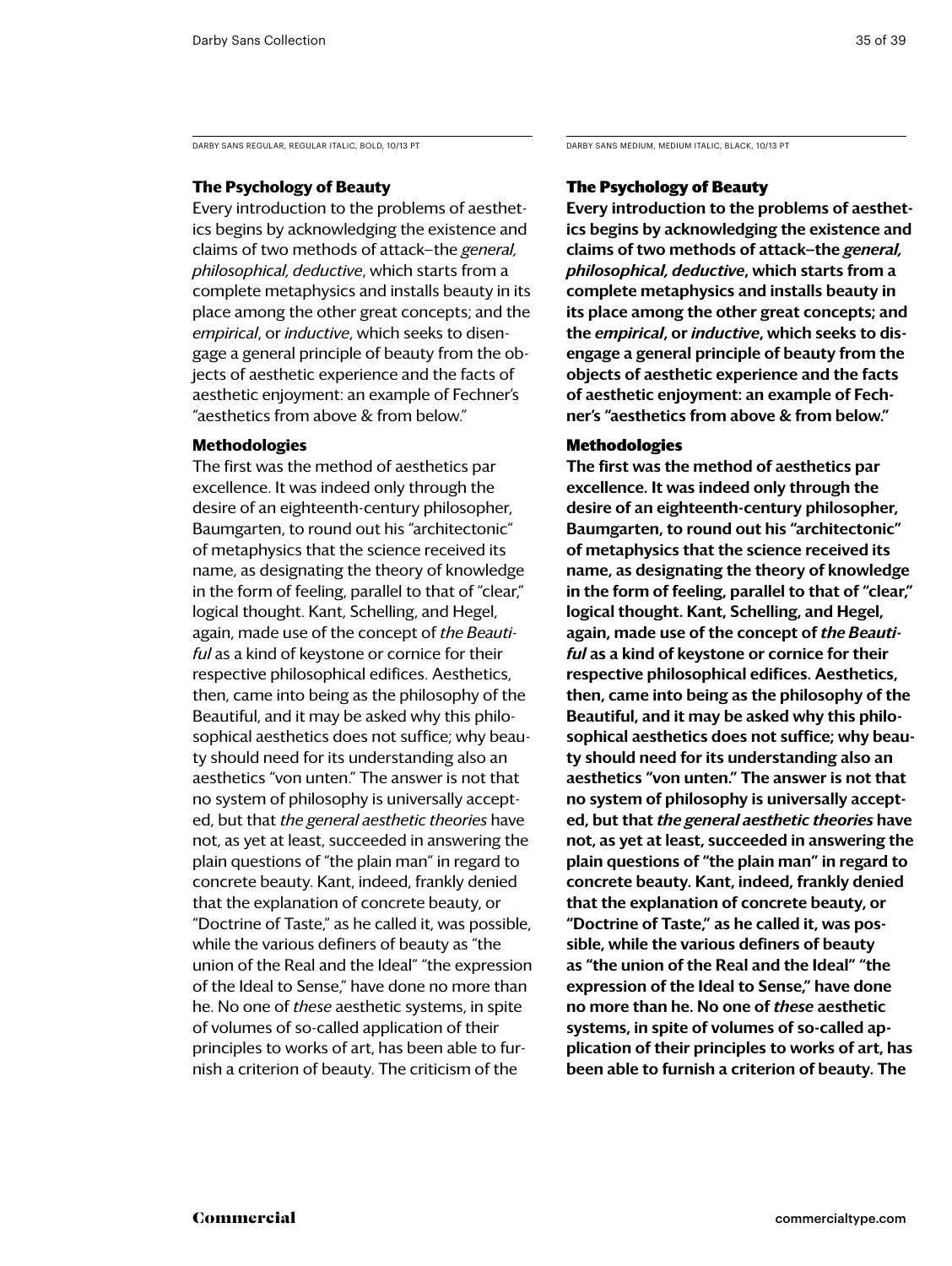DARBY SANS REGULAR, REGULAR ITALIC, BOLD, 10/13 PT

### The Psychology of Beauty

Every introduction to the problems of aesthetics begins by acknowledging the existence and claims of two methods of attack—the *general, philosophical, deductive*, which starts from a complete metaphysics and installs beauty in its place among the other great concepts; and the *empirical*, or *inductive*, which seeks to disengage a general principle of beauty from the objects of aesthetic experience and the facts of aesthetic enjoyment: an example of Fechner's "aesthetics from above & from below."

### Methodologies

The first was the method of aesthetics par excellence. It was indeed only through the desire of an eighteenth-century philosopher, Baumgarten, to round out his "architectonic" of metaphysics that the science received its name, as designating the theory of knowledge in the form of feeling, parallel to that of "clear," logical thought. Kant, Schelling, and Hegel, again, made use of the concept of *the Beautiful* as a kind of keystone or cornice for their respective philosophical edifices. Aesthetics, then, came into being as the philosophy of the Beautiful, and it may be asked why this philosophical aesthetics does not suffice; why beauty should need for its understanding also an aesthetics "von unten." The answer is not that no system of philosophy is universally accepted, but that *the general aesthetic theories* have not, as yet at least, succeeded in answering the plain questions of "the plain man" in regard to concrete beauty. Kant, indeed, frankly denied that the explanation of concrete beauty, or "Doctrine of Taste," as he called it, was possible, while the various definers of beauty as "the union of the Real and the Ideal" "the expression of the Ideal to Sense," have done no more than he. No one of *these* aesthetic systems, in spite of volumes of so-called application of their principles to works of art, has been able to furnish a criterion of beauty. The criticism of the

DARBY SANS MEDIUM, MEDIUM ITALIC, BLACK, 10/13 PT

### The Psychology of Beauty

**Every introduction to the problems of aesthetics begins by acknowledging the existence and claims of two methods of attack—the *general, philosophical, deductive*, which starts from a complete metaphysics and installs beauty in its place among the other great concepts; and the *empirical*, or *inductive*, which seeks to disengage a general principle of beauty from the objects of aesthetic experience and the facts of aesthetic enjoyment: an example of Fechner's "aesthetics from above & from below."**

### Methodologies

**The first was the method of aesthetics par excellence. It was indeed only through the desire of an eighteenth-century philosopher, Baumgarten, to round out his "architectonic" of metaphysics that the science received its name, as designating the theory of knowledge in the form of feeling, parallel to that of "clear," logical thought. Kant, Schelling, and Hegel, again, made use of the concept of *the Beautiful* as a kind of keystone or cornice for their respective philosophical edifices. Aesthetics, then, came into being as the philosophy of the Beautiful, and it may be asked why this philosophical aesthetics does not suffice; why beauty should need for its understanding also an aesthetics "von unten." The answer is not that no system of philosophy is universally accepted, but that *the general aesthetic theories* have not, as yet at least, succeeded in answering the plain questions of "the plain man" in regard to concrete beauty. Kant, indeed, frankly denied that the explanation of concrete beauty, or "Doctrine of Taste," as he called it, was possible, while the various definers of beauty as "the union of the Real and the Ideal" "the expression of the Ideal to Sense," have done no more than he. No one of *these* aesthetic systems, in spite of volumes of so-called application of their principles to works of art, has been able to furnish a criterion of beauty. The**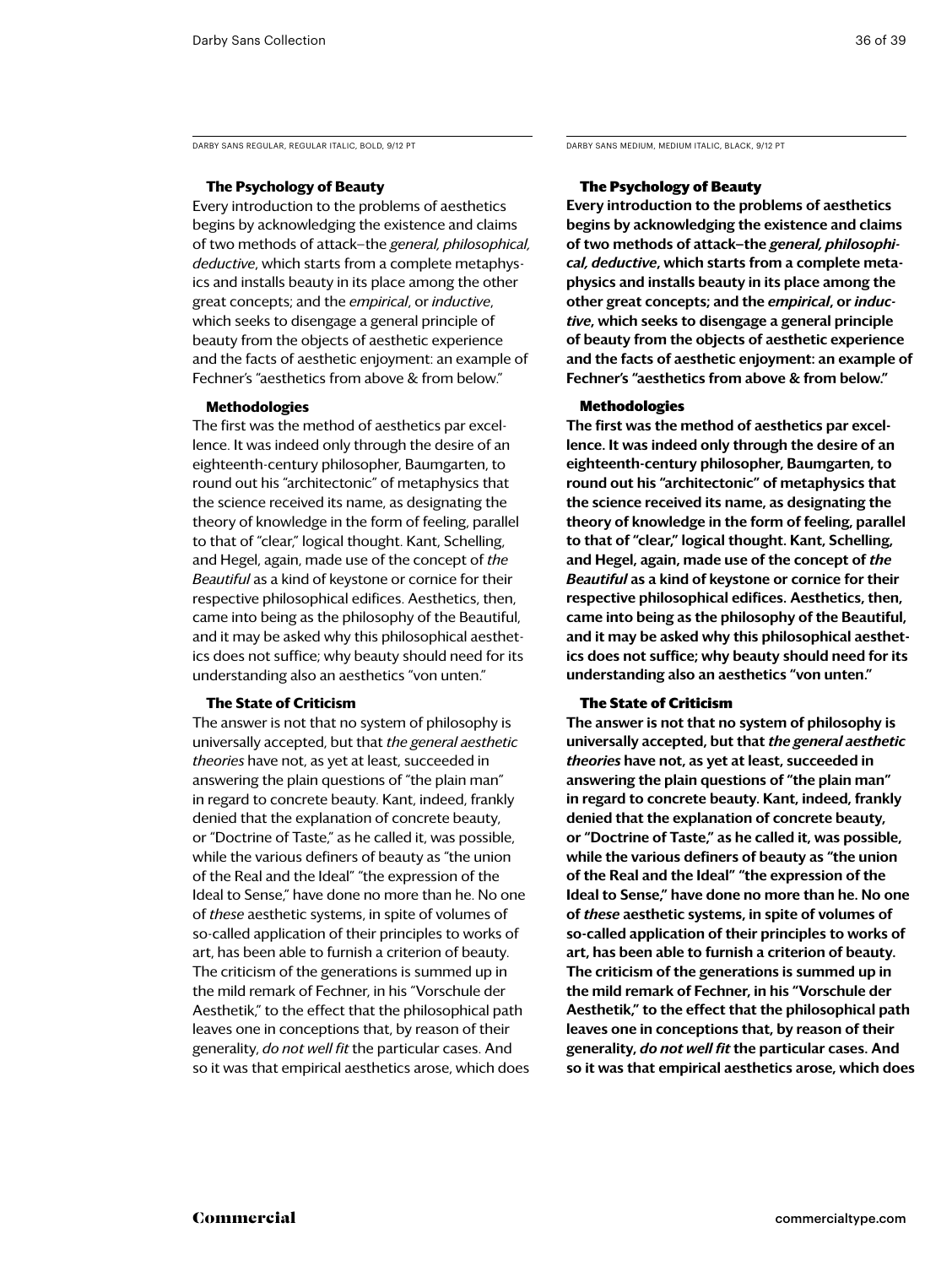DARBY SANS REGULAR, REGULAR ITALIC, BOLD, 9/12 PT

### The Psychology of Beauty

Every introduction to the problems of aesthetics begins by acknowledging the existence and claims of two methods of attack–the *general, philosophical, deductive*, which starts from a complete metaphysics and installs beauty in its place among the other great concepts; and the *empirical*, or *inductive*, which seeks to disengage a general principle of beauty from the objects of aesthetic experience and the facts of aesthetic enjoyment: an example of Fechner's "aesthetics from above & from below."

### Methodologies

The first was the method of aesthetics par excellence. It was indeed only through the desire of an eighteenth-century philosopher, Baumgarten, to round out his "architectonic" of metaphysics that the science received its name, as designating the theory of knowledge in the form of feeling, parallel to that of "clear," logical thought. Kant, Schelling, and Hegel, again, made use of the concept of *the Beautiful* as a kind of keystone or cornice for their respective philosophical edifices. Aesthetics, then, came into being as the philosophy of the Beautiful, and it may be asked why this philosophical aesthetics does not suffice; why beauty should need for its understanding also an aesthetics "von unten."

### The State of Criticism

The answer is not that no system of philosophy is universally accepted, but that *the general aesthetic theories* have not, as yet at least, succeeded in answering the plain questions of "the plain man" in regard to concrete beauty. Kant, indeed, frankly denied that the explanation of concrete beauty, or "Doctrine of Taste," as he called it, was possible, while the various definers of beauty as "the union of the Real and the Ideal" "the expression of the Ideal to Sense," have done no more than he. No one of *these* aesthetic systems, in spite of volumes of so-called application of their principles to works of art, has been able to furnish a criterion of beauty. The criticism of the generations is summed up in the mild remark of Fechner, in his "Vorschule der Aesthetik," to the effect that the philosophical path leaves one in conceptions that, by reason of their generality, *do not well fit* the particular cases. And so it was that empirical aesthetics arose, which does

DARBY SANS MEDIUM, MEDIUM ITALIC, BLACK, 9/12 PT

### The Psychology of Beauty

**Every introduction to the problems of aesthetics begins by acknowledging the existence and claims of two methods of attack–the *general, philosophical, deductive*, which starts from a complete metaphysics and installs beauty in its place among the other great concepts; and the *empirical*, or *inductive*, which seeks to disengage a general principle of beauty from the objects of aesthetic experience and the facts of aesthetic enjoyment: an example of Fechner's "aesthetics from above & from below."**

### Methodologies

**The first was the method of aesthetics par excellence. It was indeed only through the desire of an eighteenth-century philosopher, Baumgarten, to round out his "architectonic" of metaphysics that the science received its name, as designating the theory of knowledge in the form of feeling, parallel to that of "clear," logical thought. Kant, Schelling, and Hegel, again, made use of the concept of *the Beautiful* as a kind of keystone or cornice for their respective philosophical edifices. Aesthetics, then, came into being as the philosophy of the Beautiful, and it may be asked why this philosophical aesthetics does not suffice; why beauty should need for its understanding also an aesthetics "von unten."**

### The State of Criticism

**The answer is not that no system of philosophy is universally accepted, but that *the general aesthetic theories* have not, as yet at least, succeeded in answering the plain questions of "the plain man" in regard to concrete beauty. Kant, indeed, frankly denied that the explanation of concrete beauty, or "Doctrine of Taste," as he called it, was possible, while the various definers of beauty as "the union of the Real and the Ideal" "the expression of the Ideal to Sense," have done no more than he. No one of *these* aesthetic systems, in spite of volumes of so-called application of their principles to works of art, has been able to furnish a criterion of beauty. The criticism of the generations is summed up in the mild remark of Fechner, in his "Vorschule der Aesthetik," to the effect that the philosophical path leaves one in conceptions that, by reason of their generality, *do not well fit* the particular cases. And so it was that empirical aesthetics arose, which does**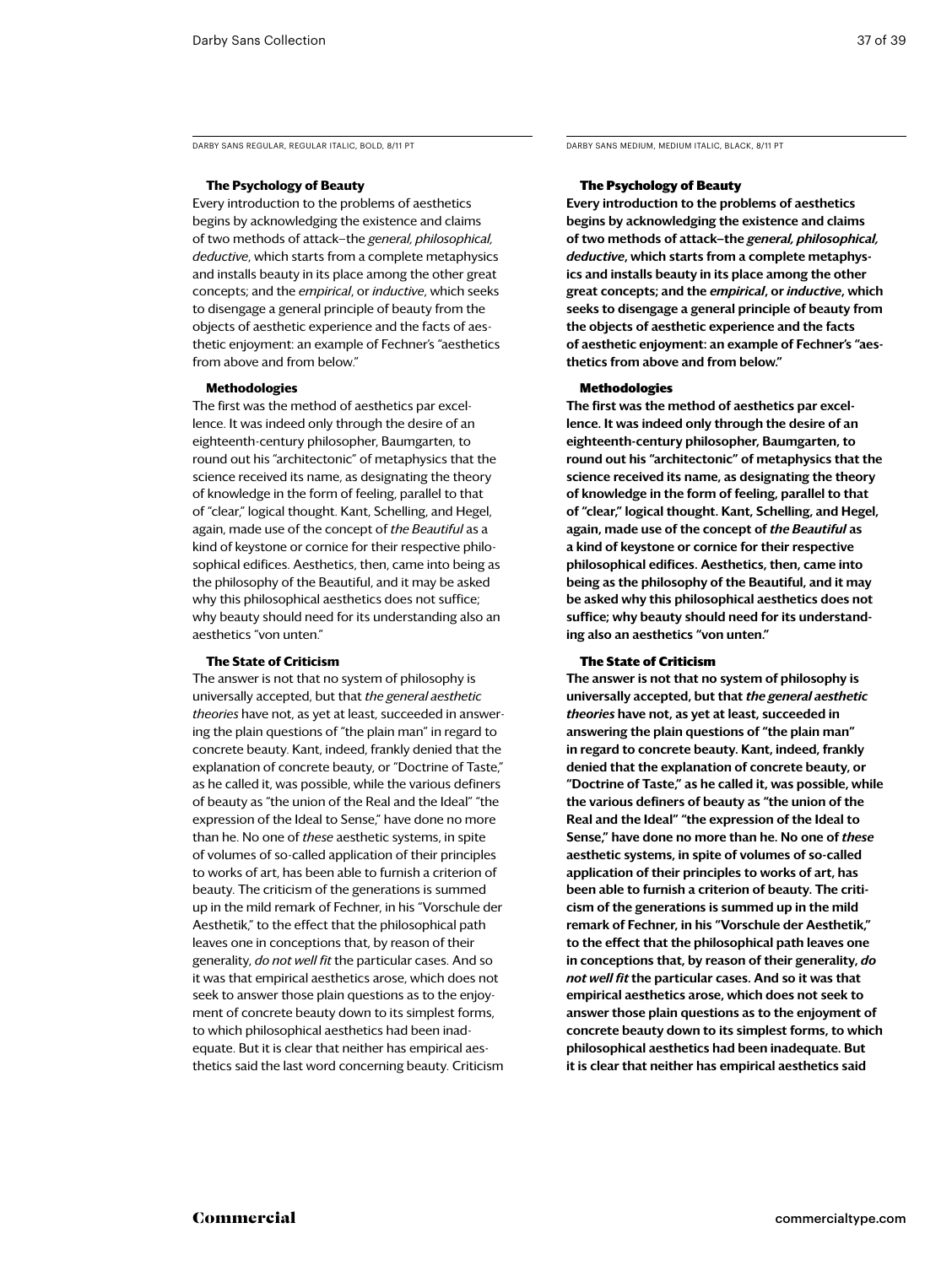DARBY SANS REGULAR, REGULAR ITALIC, BOLD, 8/11 PT

**The Psychology of Beauty**

Every introduction to the problems of aesthetics begins by acknowledging the existence and claims of two methods of attack—the *general, philosophical, deductive*, which starts from a complete metaphysics and installs beauty in its place among the other great concepts; and the *empirical*, or *inductive*, which seeks to disengage a general principle of beauty from the objects of aesthetic experience and the facts of aesthetic enjoyment: an example of Fechner's "aesthetics from above and from below."

**Methodologies**

The first was the method of aesthetics par excellence. It was indeed only through the desire of an eighteenth-century philosopher, Baumgarten, to round out his "architectonic" of metaphysics that the science received its name, as designating the theory of knowledge in the form of feeling, parallel to that of "clear," logical thought. Kant, Schelling, and Hegel, again, made use of the concept of *the Beautiful* as a kind of keystone or cornice for their respective philosophical edifices. Aesthetics, then, came into being as the philosophy of the Beautiful, and it may be asked why this philosophical aesthetics does not suffice; why beauty should need for its understanding also an aesthetics "von unten."

**The State of Criticism**

The answer is not that no system of philosophy is universally accepted, but that *the general aesthetic theories* have not, as yet at least, succeeded in answering the plain questions of "the plain man" in regard to concrete beauty. Kant, indeed, frankly denied that the explanation of concrete beauty, or "Doctrine of Taste," as he called it, was possible, while the various definers of beauty as "the union of the Real and the Ideal" "the expression of the Ideal to Sense," have done no more than he. No one of *these* aesthetic systems, in spite of volumes of so-called application of their principles to works of art, has been able to furnish a criterion of beauty. The criticism of the generations is summed up in the mild remark of Fechner, in his "Vorschule der Aesthetik," to the effect that the philosophical path leaves one in conceptions that, by reason of their generality, *do not well fit* the particular cases. And so it was that empirical aesthetics arose, which does not seek to answer those plain questions as to the enjoyment of concrete beauty down to its simplest forms, to which philosophical aesthetics had been inadequate. But it is clear that neither has empirical aesthetics said the last word concerning beauty. Criticism

DARBY SANS MEDIUM, MEDIUM ITALIC, BLACK, 8/11 PT

**The Psychology of Beauty**

**Every introduction to the problems of aesthetics begins by acknowledging the existence and claims of two methods of attack—the *general, philosophical, deductive*, which starts from a complete metaphysics and installs beauty in its place among the other great concepts; and the *empirical*, or *inductive*, which seeks to disengage a general principle of beauty from the objects of aesthetic experience and the facts of aesthetic enjoyment: an example of Fechner's "aesthetics from above and from below."**

**Methodologies**

**The first was the method of aesthetics par excellence. It was indeed only through the desire of an eighteenth-century philosopher, Baumgarten, to round out his "architectonic" of metaphysics that the science received its name, as designating the theory of knowledge in the form of feeling, parallel to that of "clear," logical thought. Kant, Schelling, and Hegel, again, made use of the concept of *the Beautiful* as a kind of keystone or cornice for their respective philosophical edifices. Aesthetics, then, came into being as the philosophy of the Beautiful, and it may be asked why this philosophical aesthetics does not suffice; why beauty should need for its understanding also an aesthetics "von unten."**

**The State of Criticism**

**The answer is not that no system of philosophy is universally accepted, but that *the general aesthetic theories* have not, as yet at least, succeeded in answering the plain questions of "the plain man" in regard to concrete beauty. Kant, indeed, frankly denied that the explanation of concrete beauty, or "Doctrine of Taste," as he called it, was possible, while the various definers of beauty as "the union of the Real and the Ideal" "the expression of the Ideal to Sense," have done no more than he. No one of *these* aesthetic systems, in spite of volumes of so-called application of their principles to works of art, has been able to furnish a criterion of beauty. The criticism of the generations is summed up in the mild remark of Fechner, in his "Vorschule der Aesthetik," to the effect that the philosophical path leaves one in conceptions that, by reason of their generality, *do not well fit* the particular cases. And so it was that empirical aesthetics arose, which does not seek to answer those plain questions as to the enjoyment of concrete beauty down to its simplest forms, to which philosophical aesthetics had been inadequate. But it is clear that neither has empirical aesthetics said**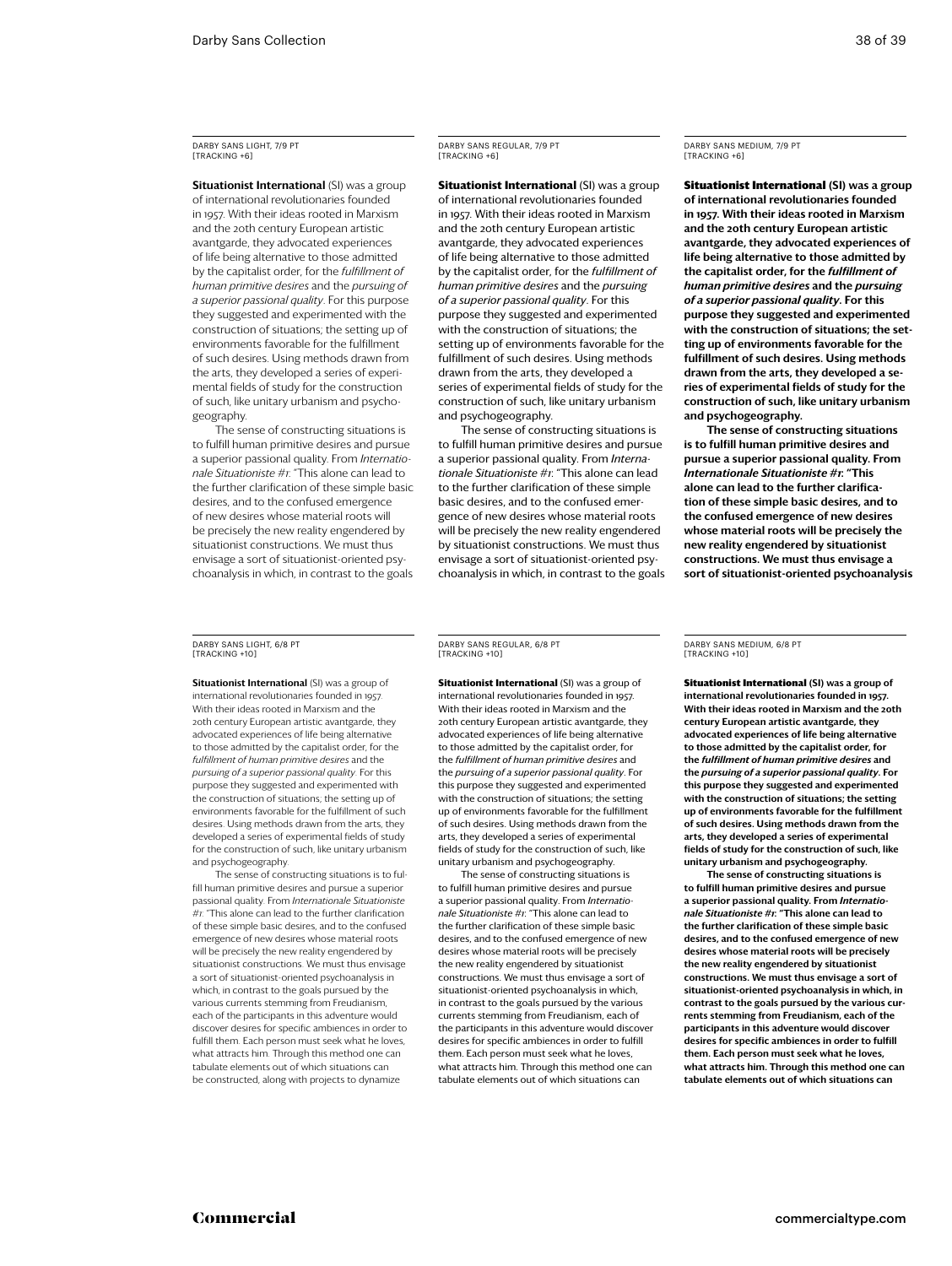DARBY SANS LIGHT, 7/9 PT [TRACKING +6]

**Situationist International** (SI) was a group of international revolutionaries founded in 1957. With their ideas rooted in Marxism and the 20th century European artistic avantgarde, they advocated experiences of life being alternative to those admitted by the capitalist order, for the *fulfillment of human primitive desires* and the *pursuing of a superior passional quality*. For this purpose they suggested and experimented with the construction of situations; the setting up of environments favorable for the fulfillment of such desires. Using methods drawn from the arts, they developed a series of experimental fields of study for the construction of such, like unitary urbanism and psychogeography.

The sense of constructing situations is to fulfill human primitive desires and pursue a superior passional quality. From *Internationale Situationiste #1*: "This alone can lead to the further clarification of these simple basic desires, and to the confused emergence of new desires whose material roots will be precisely the new reality engendered by situationist constructions. We must thus envisage a sort of situationist-oriented psychoanalysis in which, in contrast to the goals

DARBY SANS REGULAR, 7/9 PT [TRACKING +6]

**Situationist International** (SI) was a group of international revolutionaries founded in 1957. With their ideas rooted in Marxism and the 20th century European artistic avantgarde, they advocated experiences of life being alternative to those admitted by the capitalist order, for the *fulfillment of human primitive desires* and the *pursuing of a superior passional quality*. For this purpose they suggested and experimented with the construction of situations; the setting up of environments favorable for the fulfillment of such desires. Using methods drawn from the arts, they developed a series of experimental fields of study for the construction of such, like unitary urbanism and psychogeography.

The sense of constructing situations is to fulfill human primitive desires and pursue a superior passional quality. From *Internationale Situationiste #1*: "This alone can lead to the further clarification of these simple basic desires, and to the confused emergence of new desires whose material roots will be precisely the new reality engendered by situationist constructions. We must thus envisage a sort of situationist-oriented psychoanalysis in which, in contrast to the goals

DARBY SANS MEDIUM, 7/9 PT [TRACKING +6]

**Situationist International (SI) was a group of international revolutionaries founded in 1957. With their ideas rooted in Marxism and the 20th century European artistic avantgarde, they advocated experiences of life being alternative to those admitted by the capitalist order, for the *fulfillment of human primitive desires* and the *pursuing of a superior passional quality*. For this purpose they suggested and experimented with the construction of situations; the setting up of environments favorable for the fulfillment of such desires. Using methods drawn from the arts, they developed a series of experimental fields of study for the construction of such, like unitary urbanism and psychogeography.**

**The sense of constructing situations is to fulfill human primitive desires and pursue a superior passional quality. From *Internationale Situationiste #1*: "This alone can lead to the further clarification of these simple basic desires, and to the confused emergence of new desires whose material roots will be precisely the new reality engendered by situationist constructions. We must thus envisage a sort of situationist-oriented psychoanalysis**

DARBY SANS LIGHT, 6/8 PT [TRACKING +10]

**Situationist International** (SI) was a group of international revolutionaries founded in 1957. With their ideas rooted in Marxism and the 20th century European artistic avantgarde, they advocated experiences of life being alternative to those admitted by the capitalist order, for the *fulfillment of human primitive desires* and the *pursuing of a superior passional quality*. For this purpose they suggested and experimented with the construction of situations; the setting up of environments favorable for the fulfillment of such desires. Using methods drawn from the arts, they developed a series of experimental fields of study for the construction of such, like unitary urbanism and psychogeography.

The sense of constructing situations is to fulfill human primitive desires and pursue a superior passional quality. From *Internationale Situationiste #1*: "This alone can lead to the further clarification of these simple basic desires, and to the confused emergence of new desires whose material roots will be precisely the new reality engendered by situationist constructions. We must thus envisage a sort of situationist-oriented psychoanalysis in which, in contrast to the goals pursued by the various currents stemming from Freudianism, each of the participants in this adventure would discover desires for specific ambiences in order to fulfill them. Each person must seek what he loves, what attracts him. Through this method one can tabulate elements out of which situations can be constructed, along with projects to dynamize

DARBY SANS REGULAR, 6/8 PT [TRACKING +10]

**Situationist International** (SI) was a group of international revolutionaries founded in 1957. With their ideas rooted in Marxism and the 20th century European artistic avantgarde, they advocated experiences of life being alternative to those admitted by the capitalist order, for the *fulfillment of human primitive desires* and the *pursuing of a superior passional quality*. For this purpose they suggested and experimented with the construction of situations; the setting up of environments favorable for the fulfillment of such desires. Using methods drawn from the arts, they developed a series of experimental fields of study for the construction of such, like unitary urbanism and psychogeography.

The sense of constructing situations is to fulfill human primitive desires and pursue a superior passional quality. From *Internationale Situationiste #1*: "This alone can lead to the further clarification of these simple basic desires, and to the confused emergence of new desires whose material roots will be precisely the new reality engendered by situationist constructions. We must thus envisage a sort of situationist-oriented psychoanalysis in which, in contrast to the goals pursued by the various currents stemming from Freudianism, each of the participants in this adventure would discover desires for specific ambiences in order to fulfill them. Each person must seek what he loves, what attracts him. Through this method one can tabulate elements out of which situations can

DARBY SANS MEDIUM, 6/8 PT [TRACKING +10]

**Situationist International (SI) was a group of international revolutionaries founded in 1957. With their ideas rooted in Marxism and the 20th century European artistic avantgarde, they advocated experiences of life being alternative to those admitted by the capitalist order, for the *fulfillment of human primitive desires* and the *pursuing of a superior passional quality*. For this purpose they suggested and experimented with the construction of situations; the setting up of environments favorable for the fulfillment of such desires. Using methods drawn from the arts, they developed a series of experimental fields of study for the construction of such, like unitary urbanism and psychogeography.**

**The sense of constructing situations is to fulfill human primitive desires and pursue a superior passional quality. From *Internationale Situationiste #1*: "This alone can lead to the further clarification of these simple basic desires, and to the confused emergence of new desires whose material roots will be precisely the new reality engendered by situationist constructions. We must thus envisage a sort of situationist-oriented psychoanalysis in which, in contrast to the goals pursued by the various currents stemming from Freudianism, each of the participants in this adventure would discover desires for specific ambiences in order to fulfill them. Each person must seek what he loves, what attracts him. Through this method one can tabulate elements out of which situations can**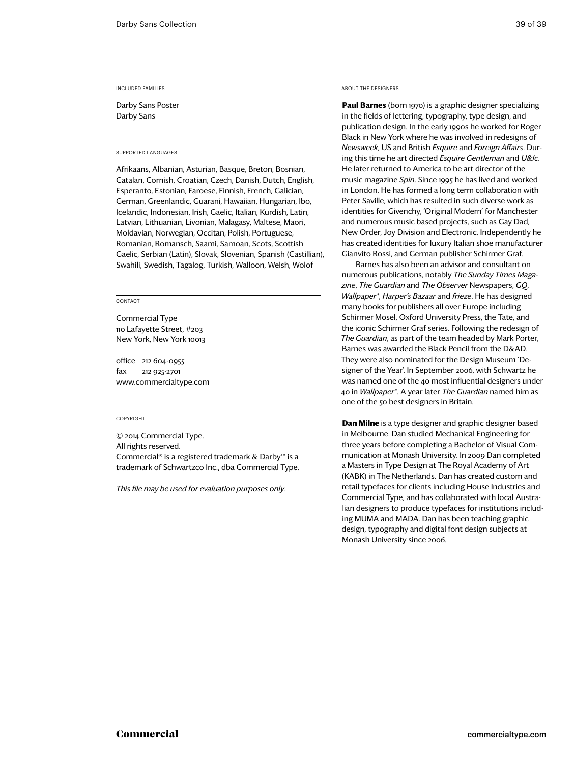## INCLUDED FAMILIES

Darby Sans Poster
Darby Sans

## SUPPORTED LANGUAGES

Afrikaans, Albanian, Asturian, Basque, Breton, Bosnian, Catalan, Cornish, Croatian, Czech, Danish, Dutch, English, Esperanto, Estonian, Faroese, Finnish, French, Galician, German, Greenlandic, Guarani, Hawaiian, Hungarian, Ibo, Icelandic, Indonesian, Irish, Gaelic, Italian, Kurdish, Latin, Latvian, Lithuanian, Livonian, Malagasy, Maltese, Maori, Moldavian, Norwegian, Occitan, Polish, Portuguese, Romanian, Romansch, Saami, Samoan, Scots, Scottish Gaelic, Serbian (Latin), Slovak, Slovenian, Spanish (Castillian), Swahili, Swedish, Tagalog, Turkish, Walloon, Welsh, Wolof

## CONTACT

Commercial Type
110 Lafayette Street, #203
New York, New York 10013

office 212 604-0955
fax 212 925-2701
www.commercialtype.com

## COPYRIGHT

© 2014 Commercial Type.
All rights reserved.
Commercial® is a registered trademark & Darby™ is a trademark of Schwartzco Inc., dba Commercial Type.

*This file may be used for evaluation purposes only.*

## ABOUT THE DESIGNERS

**Paul Barnes** (born 1970) is a graphic designer specializing in the fields of lettering, typography, type design, and publication design. In the early 1990s he worked for Roger Black in New York where he was involved in redesigns of *Newsweek*, US and British *Esquire* and *Foreign Affairs*. During this time he art directed *Esquire Gentleman* and *U&lc*. He later returned to America to be art director of the music magazine *Spin*. Since 1995 he has lived and worked in London. He has formed a long term collaboration with Peter Saville, which has resulted in such diverse work as identities for Givenchy, 'Original Modern' for Manchester and numerous music based projects, such as Gay Dad, New Order, Joy Division and Electronic. Independently he has created identities for luxury Italian shoe manufacturer Gianvito Rossi, and German publisher Schirmer Graf.

Barnes has also been an advisor and consultant on numerous publications, notably *The Sunday Times Magazine*, *The Guardian* and *The Observer* Newspapers, *GQ*, *Wallpaper\**, *Harper's Bazaar* and *frieze*. He has designed many books for publishers all over Europe including Schirmer Mosel, Oxford University Press, the Tate, and the iconic Schirmer Graf series. Following the redesign of *The Guardian*, as part of the team headed by Mark Porter, Barnes was awarded the Black Pencil from the D&AD. They were also nominated for the Design Museum 'Designer of the Year'. In September 2006, with Schwartz he was named one of the 40 most influential designers under 40 in *Wallpaper\**. A year later *The Guardian* named him as one of the 50 best designers in Britain.

**Dan Milne** is a type designer and graphic designer based in Melbourne. Dan studied Mechanical Engineering for three years before completing a Bachelor of Visual Communication at Monash University. In 2009 Dan completed a Masters in Type Design at The Royal Academy of Art (KABK) in The Netherlands. Dan has created custom and retail typefaces for clients including House Industries and Commercial Type, and has collaborated with local Australian designers to produce typefaces for institutions including MUMA and MADA. Dan has been teaching graphic design, typography and digital font design subjects at Monash University since 2006.